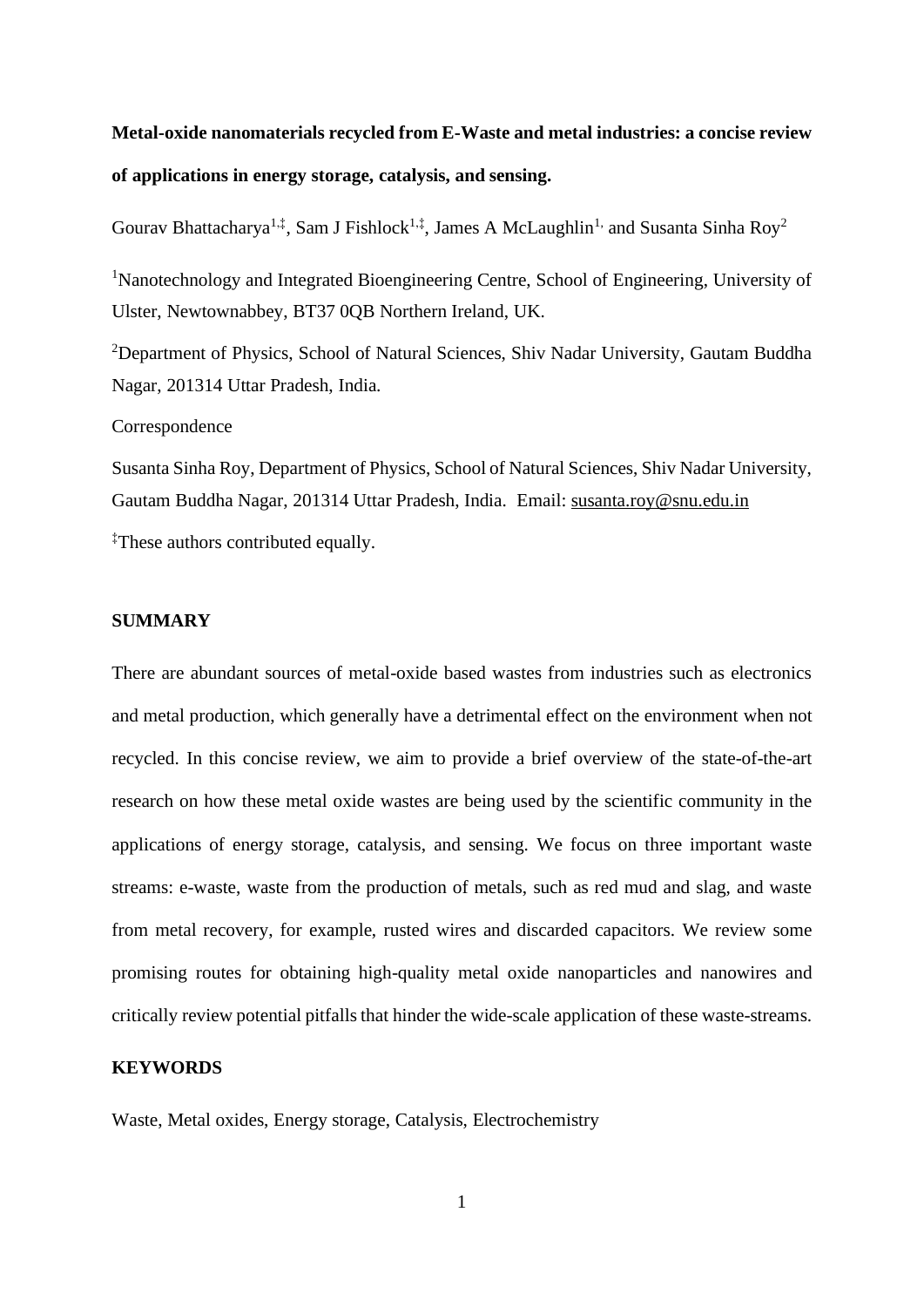**Metal-oxide nanomaterials recycled from E-Waste and metal industries: a concise review of applications in energy storage, catalysis, and sensing.**

Gourav Bhattacharya[1,‡], Sam J Fishlock[1,‡], James A McLaughlin[1,] and Susanta Sinha Roy[2]

[1]Nanotechnology and Integrated Bioengineering Centre, School of Engineering, University of Ulster, Newtownabbey, BT37 0QB Northern Ireland, UK.

[2]Department of Physics, School of Natural Sciences, Shiv Nadar University, Gautam Buddha Nagar, 201314 Uttar Pradesh, India.

Correspondence

Susanta Sinha Roy, Department of Physics, School of Natural Sciences, Shiv Nadar University, Gautam Buddha Nagar, 201314 Uttar Pradesh, India. Email: susanta.roy@snu.edu.in

[‡]These authors contributed equally.

## SUMMARY

There are abundant sources of metal-oxide based wastes from industries such as electronics and metal production, which generally have a detrimental effect on the environment when not recycled. In this concise review, we aim to provide a brief overview of the state-of-the-art research on how these metal oxide wastes are being used by the scientific community in the applications of energy storage, catalysis, and sensing. We focus on three important waste streams: e-waste, waste from the production of metals, such as red mud and slag, and waste from metal recovery, for example, rusted wires and discarded capacitors. We review some promising routes for obtaining high-quality metal oxide nanoparticles and nanowires and critically review potential pitfalls that hinder the wide-scale application of these waste-streams.

## KEYWORDS

Waste, Metal oxides, Energy storage, Catalysis, Electrochemistry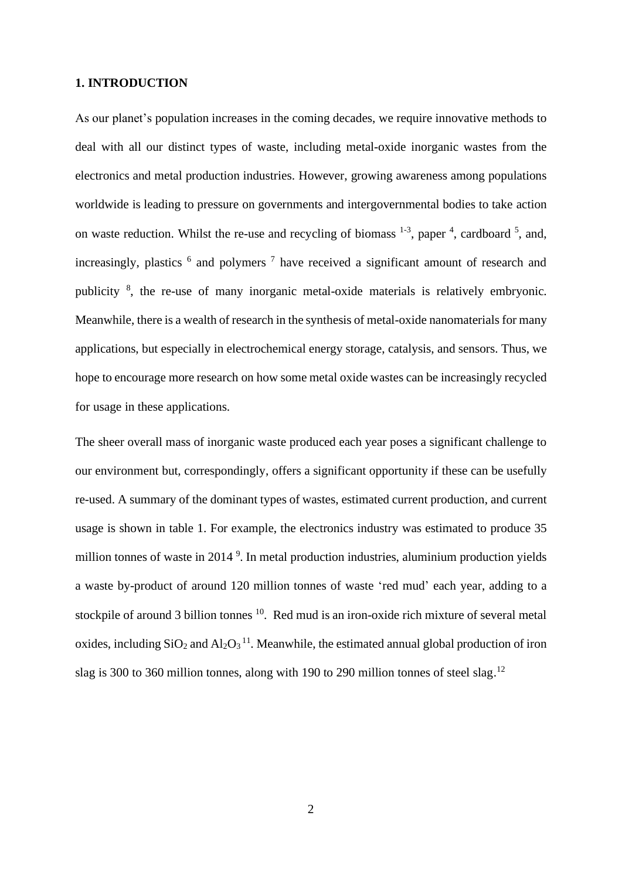## 1. INTRODUCTION

As our planet's population increases in the coming decades, we require innovative methods to deal with all our distinct types of waste, including metal-oxide inorganic wastes from the electronics and metal production industries. However, growing awareness among populations worldwide is leading to pressure on governments and intergovernmental bodies to take action on waste reduction. Whilst the re-use and recycling of biomass [1-3], paper [4], cardboard [5], and, increasingly, plastics [6] and polymers [7] have received a significant amount of research and publicity [8], the re-use of many inorganic metal-oxide materials is relatively embryonic. Meanwhile, there is a wealth of research in the synthesis of metal-oxide nanomaterials for many applications, but especially in electrochemical energy storage, catalysis, and sensors. Thus, we hope to encourage more research on how some metal oxide wastes can be increasingly recycled for usage in these applications.

The sheer overall mass of inorganic waste produced each year poses a significant challenge to our environment but, correspondingly, offers a significant opportunity if these can be usefully re-used. A summary of the dominant types of wastes, estimated current production, and current usage is shown in table 1. For example, the electronics industry was estimated to produce 35 million tonnes of waste in 2014 [9]. In metal production industries, aluminium production yields a waste by-product of around 120 million tonnes of waste 'red mud' each year, adding to a stockpile of around 3 billion tonnes [10]. Red mud is an iron-oxide rich mixture of several metal oxides, including $SiO_2$ and $Al_2O_3$ [11]. Meanwhile, the estimated annual global production of iron slag is 300 to 360 million tonnes, along with 190 to 290 million tonnes of steel slag.[12]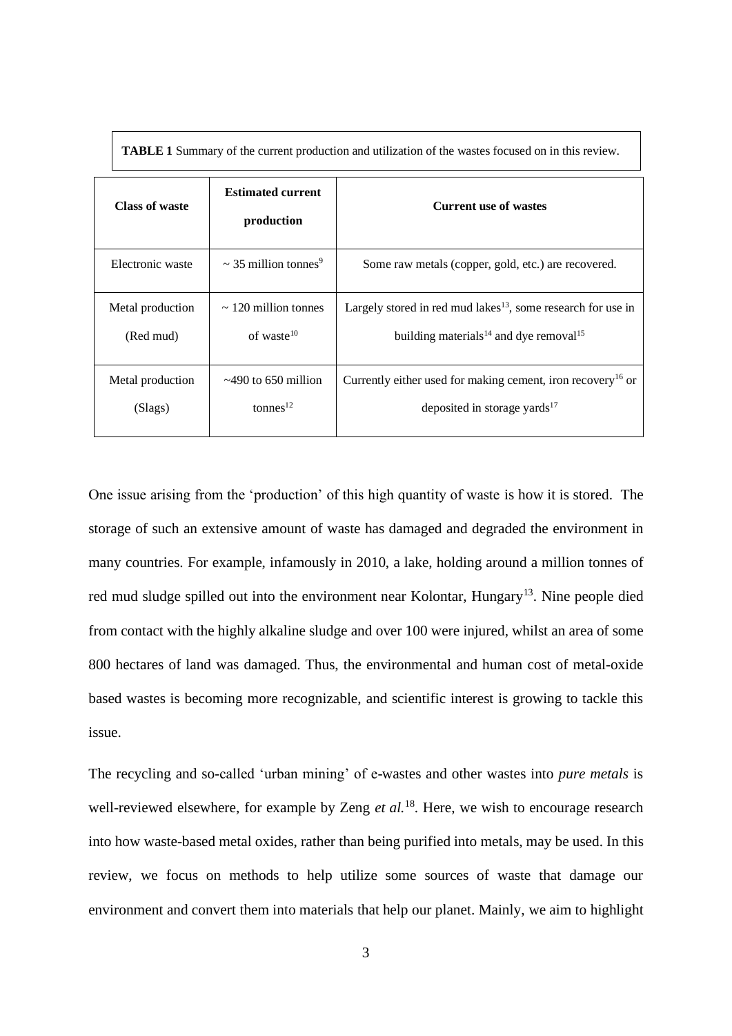**TABLE 1** Summary of the current production and utilization of the wastes focused on in this review.

| Class of waste | Estimated current production | Current use of wastes |
|---|---|---|
| Electronic waste | ~ 35 million tonnes[9] | Some raw metals (copper, gold, etc.) are recovered. |
| Metal production (Red mud) | ~ 120 million tonnes of waste[10] | Largely stored in red mud lakes[13], some research for use in building materials[14] and dye removal[15] |
| Metal production (Slags) | ~490 to 650 million tonnes[12] | Currently either used for making cement, iron recovery[16] or deposited in storage yards[17] |

One issue arising from the 'production' of this high quantity of waste is how it is stored. The storage of such an extensive amount of waste has damaged and degraded the environment in many countries. For example, infamously in 2010, a lake, holding around a million tonnes of red mud sludge spilled out into the environment near Kolontar, Hungary[13]. Nine people died from contact with the highly alkaline sludge and over 100 were injured, whilst an area of some 800 hectares of land was damaged. Thus, the environmental and human cost of metal-oxide based wastes is becoming more recognizable, and scientific interest is growing to tackle this issue.

The recycling and so-called 'urban mining' of e-wastes and other wastes into *pure metals* is well-reviewed elsewhere, for example by Zeng *et al.*[18]. Here, we wish to encourage research into how waste-based metal oxides, rather than being purified into metals, may be used. In this review, we focus on methods to help utilize some sources of waste that damage our environment and convert them into materials that help our planet. Mainly, we aim to highlight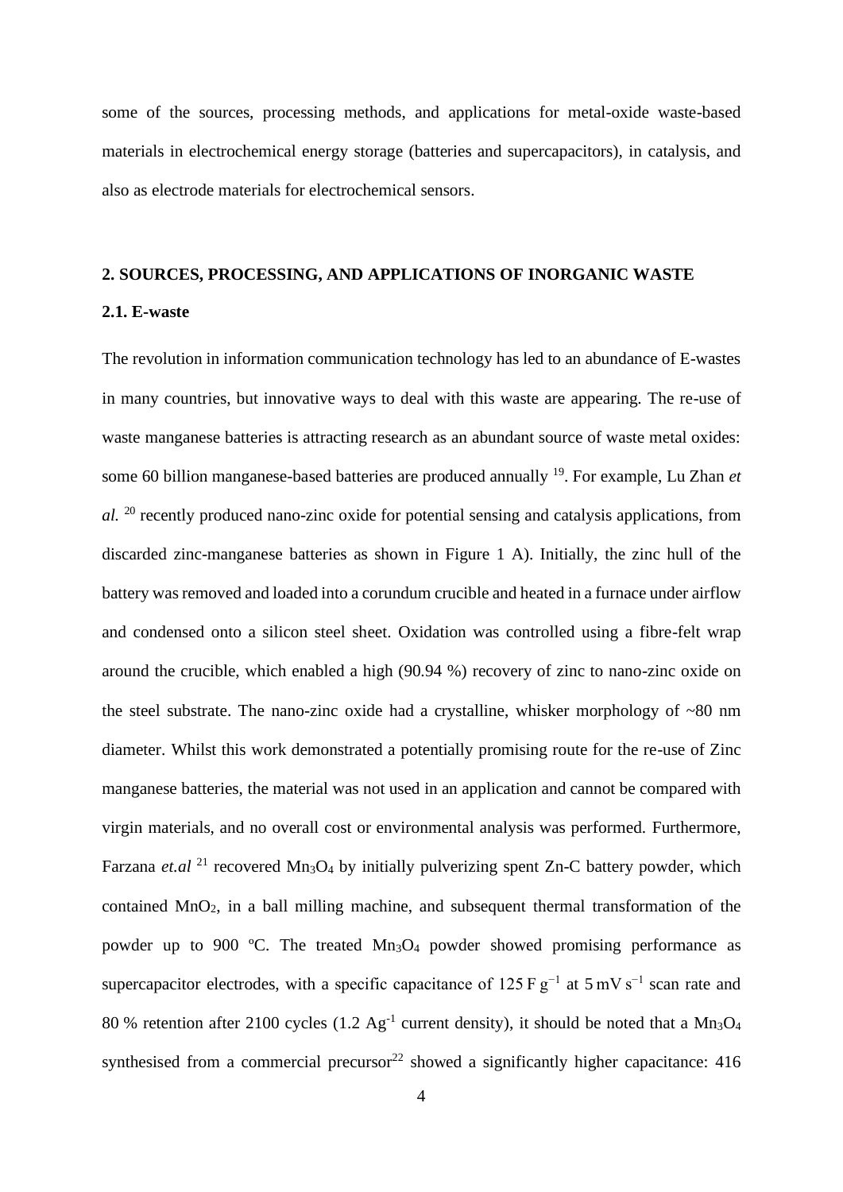some of the sources, processing methods, and applications for metal-oxide waste-based materials in electrochemical energy storage (batteries and supercapacitors), in catalysis, and also as electrode materials for electrochemical sensors.

## 2. SOURCES, PROCESSING, AND APPLICATIONS OF INORGANIC WASTE

### 2.1. E-waste

The revolution in information communication technology has led to an abundance of E-wastes in many countries, but innovative ways to deal with this waste are appearing. The re-use of waste manganese batteries is attracting research as an abundant source of waste metal oxides: some 60 billion manganese-based batteries are produced annually [19]. For example, Lu Zhan *et al.* [20] recently produced nano-zinc oxide for potential sensing and catalysis applications, from discarded zinc-manganese batteries as shown in Figure 1 A). Initially, the zinc hull of the battery was removed and loaded into a corundum crucible and heated in a furnace under airflow and condensed onto a silicon steel sheet. Oxidation was controlled using a fibre-felt wrap around the crucible, which enabled a high (90.94 %) recovery of zinc to nano-zinc oxide on the steel substrate. The nano-zinc oxide had a crystalline, whisker morphology of ~80 nm diameter. Whilst this work demonstrated a potentially promising route for the re-use of Zinc manganese batteries, the material was not used in an application and cannot be compared with virgin materials, and no overall cost or environmental analysis was performed. Furthermore, Farzana *et.al* [21] recovered $Mn_3O_4$ by initially pulverizing spent Zn-C battery powder, which contained $MnO_2$, in a ball milling machine, and subsequent thermal transformation of the powder up to 900 ºC. The treated $Mn_3O_4$ powder showed promising performance as supercapacitor electrodes, with a specific capacitance of $125\ F\ g^{-1}$ at $5\ mV\ s^{-1}$ scan rate and 80 % retention after 2100 cycles ($1.2\ Ag^{-1}$ current density), it should be noted that a $Mn_3O_4$ synthesised from a commercial precursor[22] showed a significantly higher capacitance: 416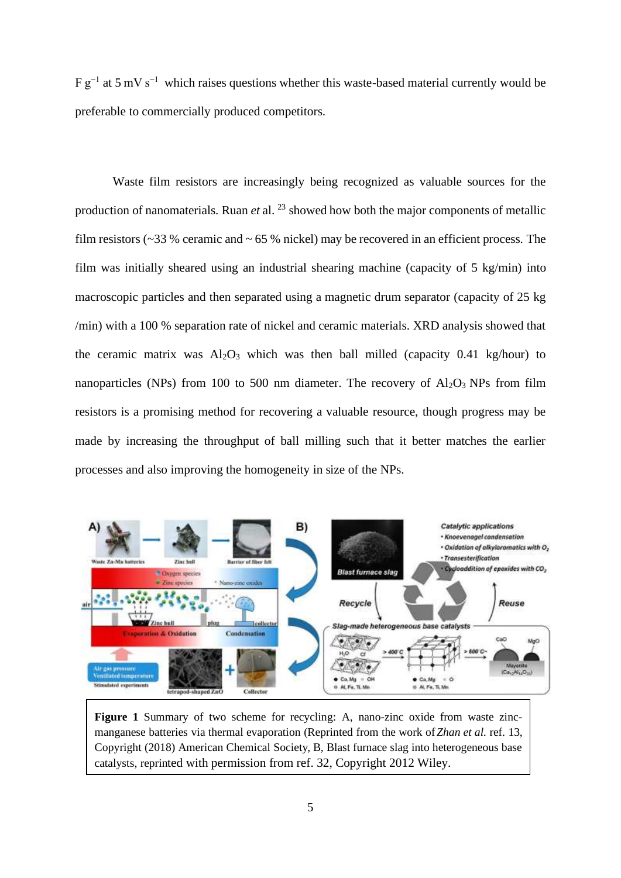F $g^{-1}$ at 5 mV $s^{-1}$ which raises questions whether this waste-based material currently would be preferable to commercially produced competitors.

Waste film resistors are increasingly being recognized as valuable sources for the production of nanomaterials. Ruan *et* al. [23] showed how both the major components of metallic film resistors (~33 % ceramic and ~ 65 % nickel) may be recovered in an efficient process. The film was initially sheared using an industrial shearing machine (capacity of 5 kg/min) into macroscopic particles and then separated using a magnetic drum separator (capacity of 25 kg /min) with a 100 % separation rate of nickel and ceramic materials. XRD analysis showed that the ceramic matrix was $Al_2O_3$ which was then ball milled (capacity 0.41 kg/hour) to nanoparticles (NPs) from 100 to 500 nm diameter. The recovery of $Al_2O_3$ NPs from film resistors is a promising method for recovering a valuable resource, though progress may be made by increasing the throughput of ball milling such that it better matches the earlier processes and also improving the homogeneity in size of the NPs.

**Figure 1** Summary of two scheme for recycling: A, nano-zinc oxide from waste zinc-manganese batteries via thermal evaporation (Reprinted from the work of *Zhan et al.* ref. 13, Copyright (2018) American Chemical Society, B, Blast furnace slag into heterogeneous base catalysts, reprinted with permission from ref. 32, Copyright 2012 Wiley.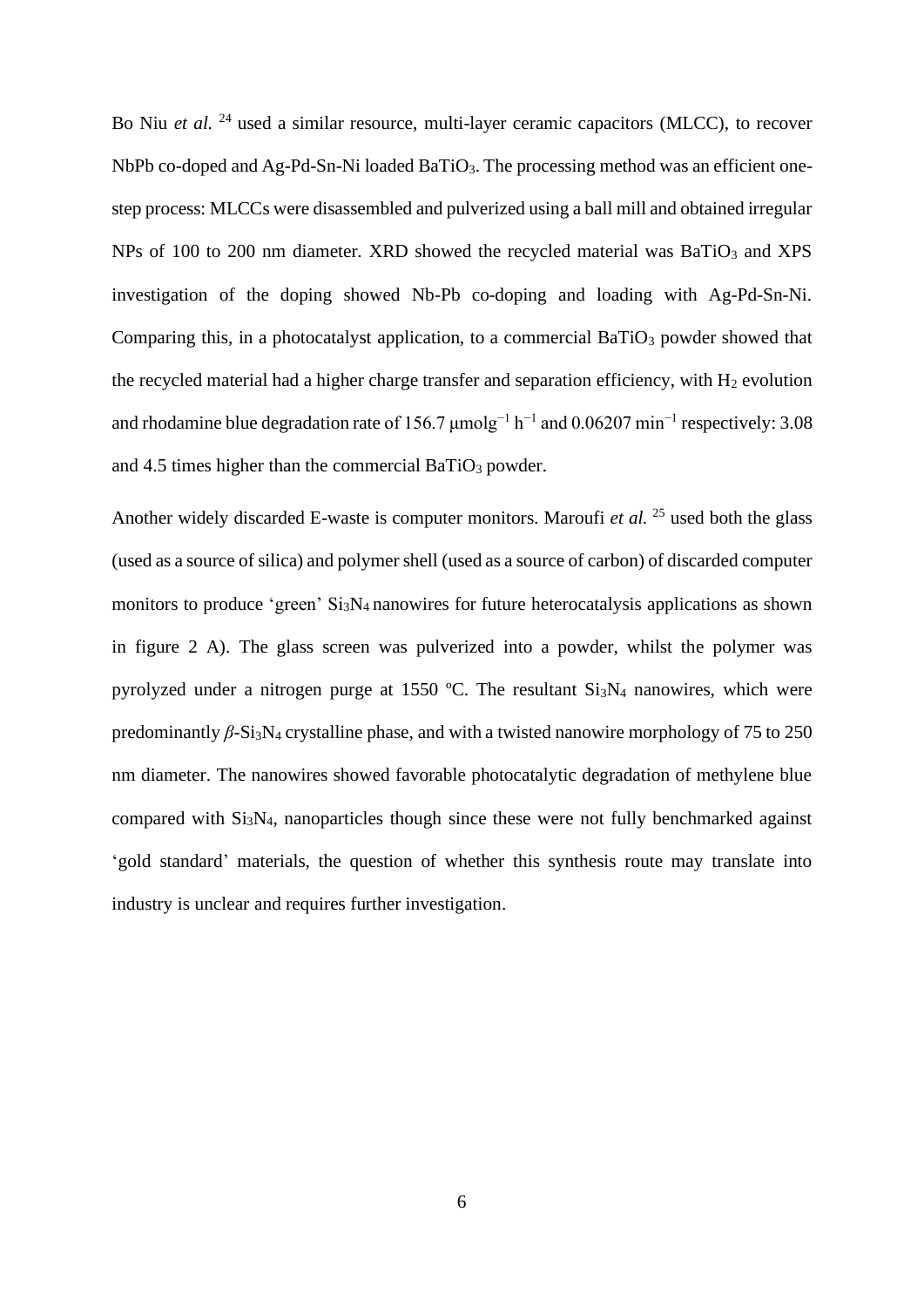Bo Niu *et al.* [24] used a similar resource, multi-layer ceramic capacitors (MLCC), to recover NbPb co-doped and Ag-Pd-Sn-Ni loaded $BaTiO_3$. The processing method was an efficient one-step process: MLCCs were disassembled and pulverized using a ball mill and obtained irregular NPs of 100 to 200 nm diameter. XRD showed the recycled material was $BaTiO_3$ and XPS investigation of the doping showed Nb-Pb co-doping and loading with Ag-Pd-Sn-Ni. Comparing this, in a photocatalyst application, to a commercial $BaTiO_3$ powder showed that the recycled material had a higher charge transfer and separation efficiency, with $H_2$ evolution and rhodamine blue degradation rate of 156.7 $\mu molg^{-1}\ h^{-1}$ and 0.06207 $min^{-1}$ respectively: 3.08 and 4.5 times higher than the commercial $BaTiO_3$ powder.

Another widely discarded E-waste is computer monitors. Maroufi *et al.* [25] used both the glass (used as a source of silica) and polymer shell (used as a source of carbon) of discarded computer monitors to produce 'green' $Si_3N_4$ nanowires for future heterocatalysis applications as shown in figure 2 A). The glass screen was pulverized into a powder, whilst the polymer was pyrolyzed under a nitrogen purge at 1550 ºC. The resultant $Si_3N_4$ nanowires, which were predominantly $\beta$-$Si_3N_4$ crystalline phase, and with a twisted nanowire morphology of 75 to 250 nm diameter. The nanowires showed favorable photocatalytic degradation of methylene blue compared with $Si_3N_4$, nanoparticles though since these were not fully benchmarked against 'gold standard' materials, the question of whether this synthesis route may translate into industry is unclear and requires further investigation.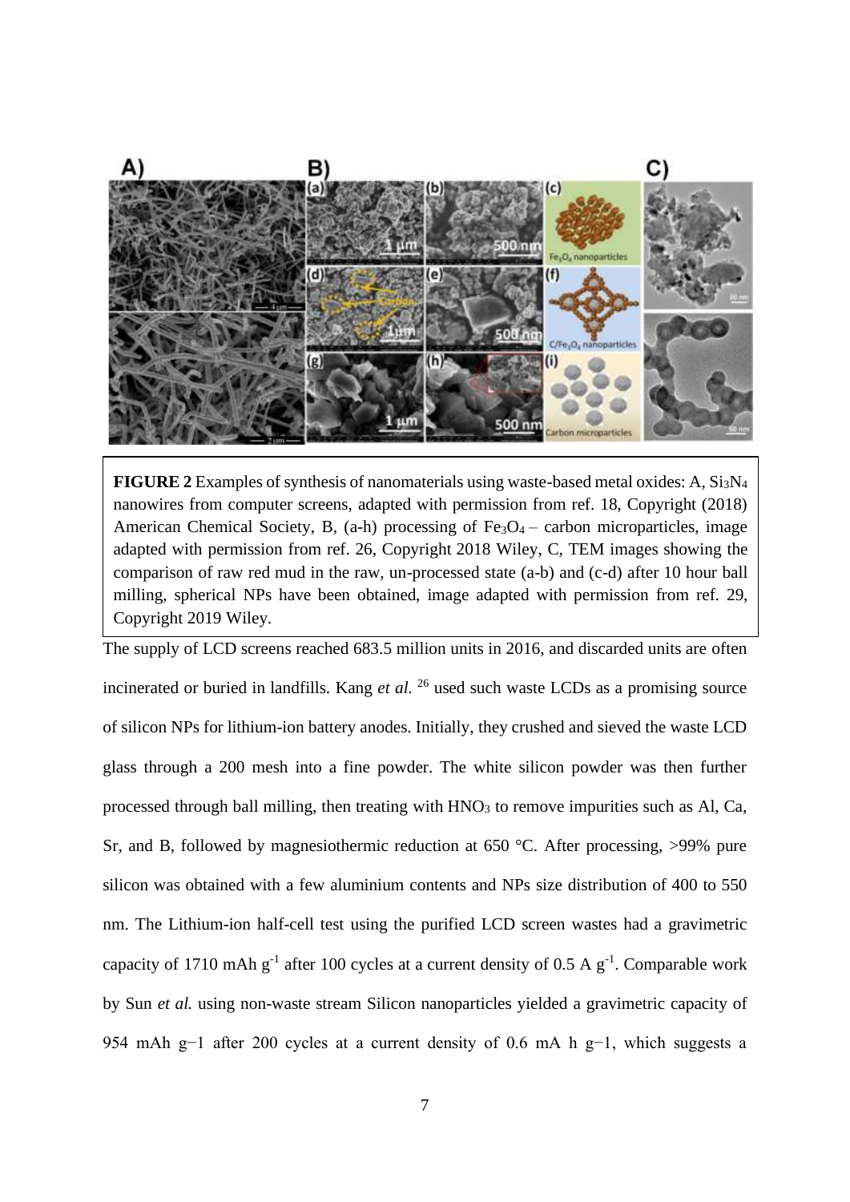**FIGURE 2** Examples of synthesis of nanomaterials using waste-based metal oxides: A, $Si_3N_4$ nanowires from computer screens, adapted with permission from ref. 18, Copyright (2018) American Chemical Society, B, (a-h) processing of $Fe_3O_4$ – carbon microparticles, image adapted with permission from ref. 26, Copyright 2018 Wiley, C, TEM images showing the comparison of raw red mud in the raw, un-processed state (a-b) and (c-d) after 10 hour ball milling, spherical NPs have been obtained, image adapted with permission from ref. 29, Copyright 2019 Wiley.

The supply of LCD screens reached 683.5 million units in 2016, and discarded units are often incinerated or buried in landfills. Kang *et al.* [26] used such waste LCDs as a promising source of silicon NPs for lithium-ion battery anodes. Initially, they crushed and sieved the waste LCD glass through a 200 mesh into a fine powder. The white silicon powder was then further processed through ball milling, then treating with $HNO_3$ to remove impurities such as Al, Ca, Sr, and B, followed by magnesiothermic reduction at 650 °C. After processing, >99% pure silicon was obtained with a few aluminium contents and NPs size distribution of 400 to 550 nm. The Lithium-ion half-cell test using the purified LCD screen wastes had a gravimetric capacity of 1710 mAh $g^{-1}$ after 100 cycles at a current density of 0.5 A $g^{-1}$. Comparable work by Sun *et al.* using non-waste stream Silicon nanoparticles yielded a gravimetric capacity of 954 mAh $g^{-1}$ after 200 cycles at a current density of 0.6 mA h $g^{-1}$, which suggests a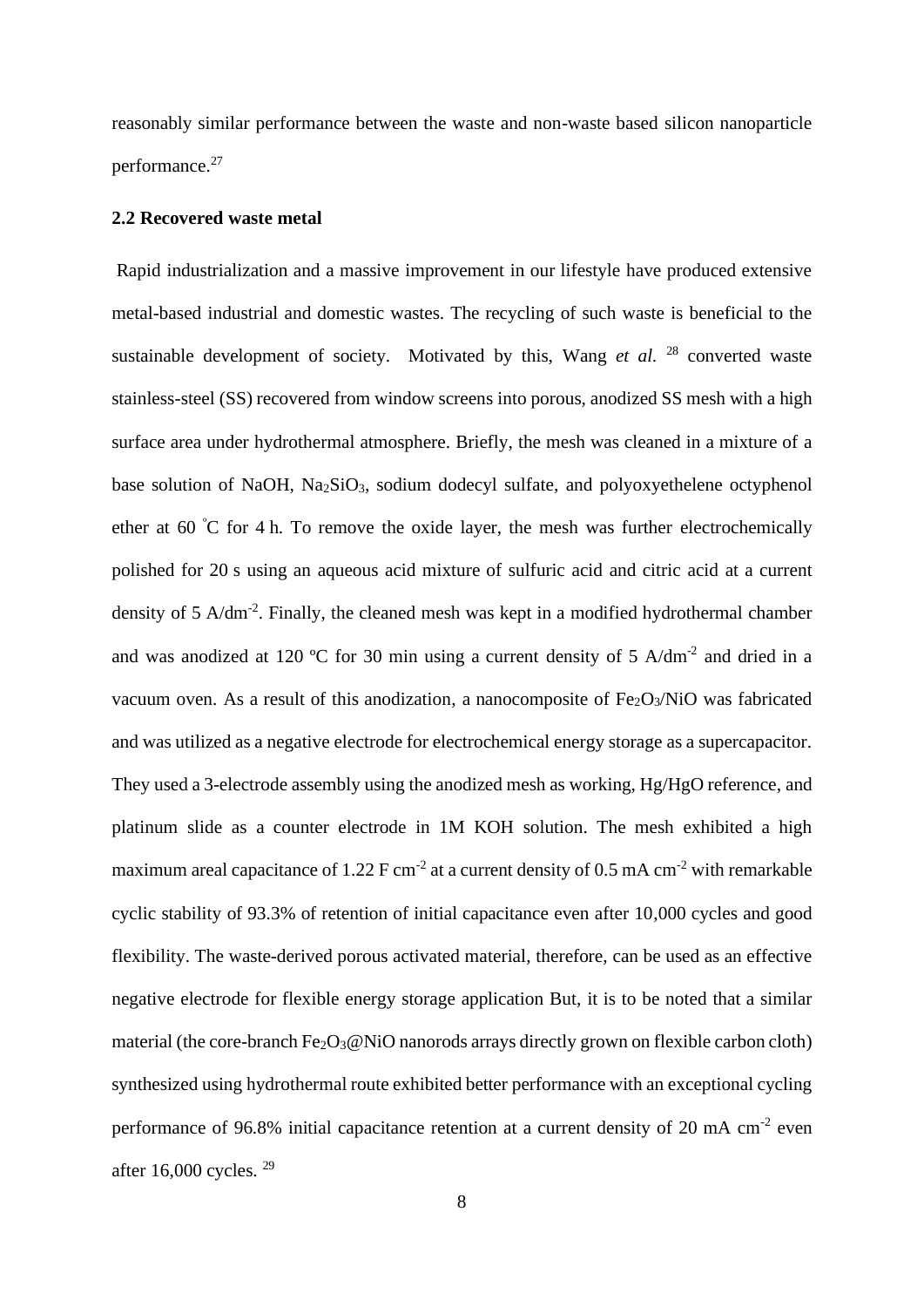reasonably similar performance between the waste and non-waste based silicon nanoparticle performance.[27]

### 2.2 Recovered waste metal

Rapid industrialization and a massive improvement in our lifestyle have produced extensive metal-based industrial and domestic wastes. The recycling of such waste is beneficial to the sustainable development of society. Motivated by this, Wang *et al.* [28] converted waste stainless-steel (SS) recovered from window screens into porous, anodized SS mesh with a high surface area under hydrothermal atmosphere. Briefly, the mesh was cleaned in a mixture of a base solution of NaOH, $Na_2SiO_3$, sodium dodecyl sulfate, and polyoxyethelene octyphenol ether at 60 °C for 4 h. To remove the oxide layer, the mesh was further electrochemically polished for 20 s using an aqueous acid mixture of sulfuric acid and citric acid at a current density of 5 A/dm$^{-2}$. Finally, the cleaned mesh was kept in a modified hydrothermal chamber and was anodized at 120 ºC for 30 min using a current density of 5 A/dm$^{-2}$ and dried in a vacuum oven. As a result of this anodization, a nanocomposite of $Fe_2O_3$/NiO was fabricated and was utilized as a negative electrode for electrochemical energy storage as a supercapacitor. They used a 3-electrode assembly using the anodized mesh as working, Hg/HgO reference, and platinum slide as a counter electrode in 1M KOH solution. The mesh exhibited a high maximum areal capacitance of 1.22 F cm$^{-2}$ at a current density of 0.5 mA cm$^{-2}$ with remarkable cyclic stability of 93.3% of retention of initial capacitance even after 10,000 cycles and good flexibility. The waste-derived porous activated material, therefore, can be used as an effective negative electrode for flexible energy storage application But, it is to be noted that a similar material (the core-branch $Fe_2O_3$@NiO nanorods arrays directly grown on flexible carbon cloth) synthesized using hydrothermal route exhibited better performance with an exceptional cycling performance of 96.8% initial capacitance retention at a current density of 20 mA cm$^{-2}$ even after 16,000 cycles. [29]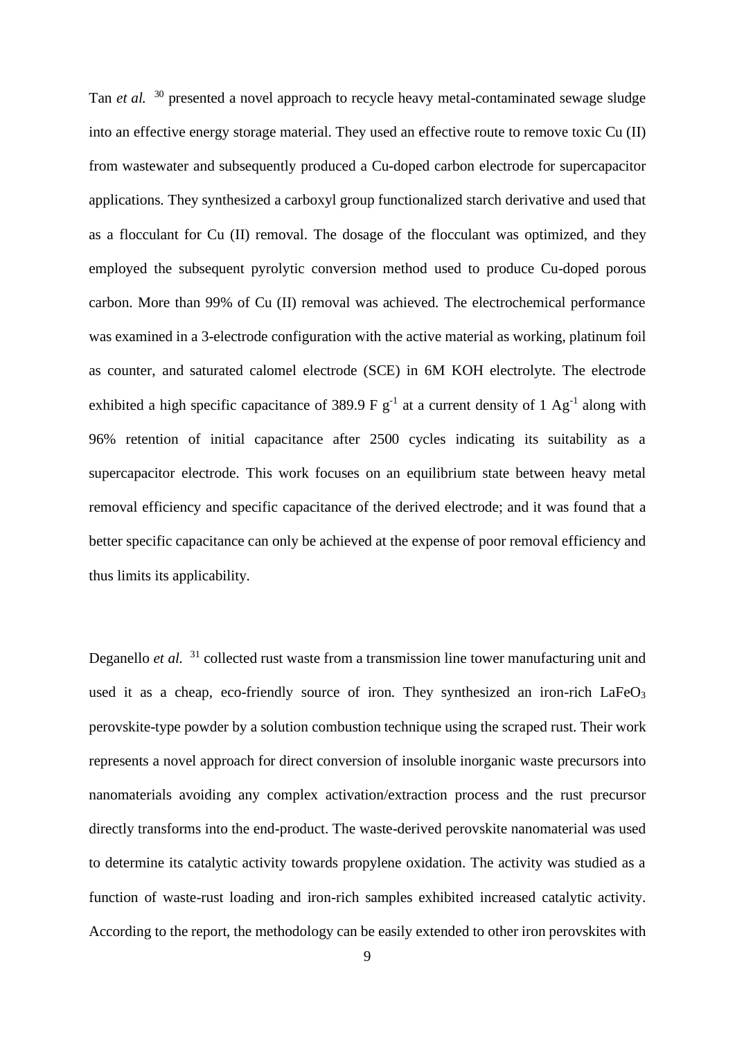Tan *et al.* [30] presented a novel approach to recycle heavy metal-contaminated sewage sludge into an effective energy storage material. They used an effective route to remove toxic Cu (II) from wastewater and subsequently produced a Cu-doped carbon electrode for supercapacitor applications. They synthesized a carboxyl group functionalized starch derivative and used that as a flocculant for Cu (II) removal. The dosage of the flocculant was optimized, and they employed the subsequent pyrolytic conversion method used to produce Cu-doped porous carbon. More than 99% of Cu (II) removal was achieved. The electrochemical performance was examined in a 3-electrode configuration with the active material as working, platinum foil as counter, and saturated calomel electrode (SCE) in 6M KOH electrolyte. The electrode exhibited a high specific capacitance of 389.9 F $g^{-1}$ at a current density of 1 $Ag^{-1}$ along with 96% retention of initial capacitance after 2500 cycles indicating its suitability as a supercapacitor electrode. This work focuses on an equilibrium state between heavy metal removal efficiency and specific capacitance of the derived electrode; and it was found that a better specific capacitance can only be achieved at the expense of poor removal efficiency and thus limits its applicability.

Deganello *et al.* [31] collected rust waste from a transmission line tower manufacturing unit and used it as a cheap, eco-friendly source of iron. They synthesized an iron-rich $LaFeO_3$ perovskite-type powder by a solution combustion technique using the scraped rust. Their work represents a novel approach for direct conversion of insoluble inorganic waste precursors into nanomaterials avoiding any complex activation/extraction process and the rust precursor directly transforms into the end-product. The waste-derived perovskite nanomaterial was used to determine its catalytic activity towards propylene oxidation. The activity was studied as a function of waste-rust loading and iron-rich samples exhibited increased catalytic activity. According to the report, the methodology can be easily extended to other iron perovskites with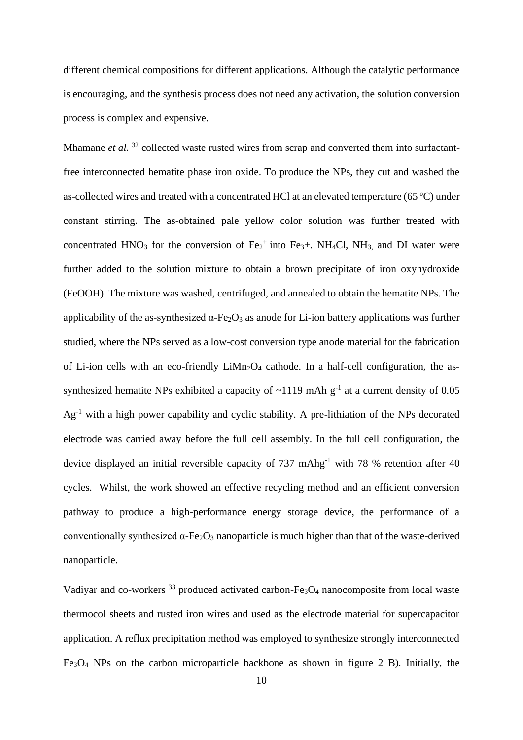different chemical compositions for different applications. Although the catalytic performance is encouraging, and the synthesis process does not need any activation, the solution conversion process is complex and expensive.

Mhamane *et al.* [32] collected waste rusted wires from scrap and converted them into surfactant-free interconnected hematite phase iron oxide. To produce the NPs, they cut and washed the as-collected wires and treated with a concentrated HCl at an elevated temperature (65 ºC) under constant stirring. The as-obtained pale yellow color solution was further treated with concentrated $HNO_3$ for the conversion of $Fe_2^+$ into $Fe_3$+. $NH_4Cl$, $NH_3$, and DI water were further added to the solution mixture to obtain a brown precipitate of iron oxyhydroxide (FeOOH). The mixture was washed, centrifuged, and annealed to obtain the hematite NPs. The applicability of the as-synthesized $\alpha$-$Fe_2O_3$ as anode for Li-ion battery applications was further studied, where the NPs served as a low-cost conversion type anode material for the fabrication of Li-ion cells with an eco-friendly $LiMn_2O_4$ cathode. In a half-cell configuration, the as-synthesized hematite NPs exhibited a capacity of ~1119 mAh $g^{-1}$ at a current density of 0.05 $Ag^{-1}$ with a high power capability and cyclic stability. A pre-lithiation of the NPs decorated electrode was carried away before the full cell assembly. In the full cell configuration, the device displayed an initial reversible capacity of 737 $mAhg^{-1}$ with 78 % retention after 40 cycles. Whilst, the work showed an effective recycling method and an efficient conversion pathway to produce a high-performance energy storage device, the performance of a conventionally synthesized $\alpha$-$Fe_2O_3$ nanoparticle is much higher than that of the waste-derived nanoparticle.

Vadiyar and co-workers [33] produced activated carbon-$Fe_3O_4$ nanocomposite from local waste thermocol sheets and rusted iron wires and used as the electrode material for supercapacitor application. A reflux precipitation method was employed to synthesize strongly interconnected $Fe_3O_4$ NPs on the carbon microparticle backbone as shown in figure 2 B). Initially, the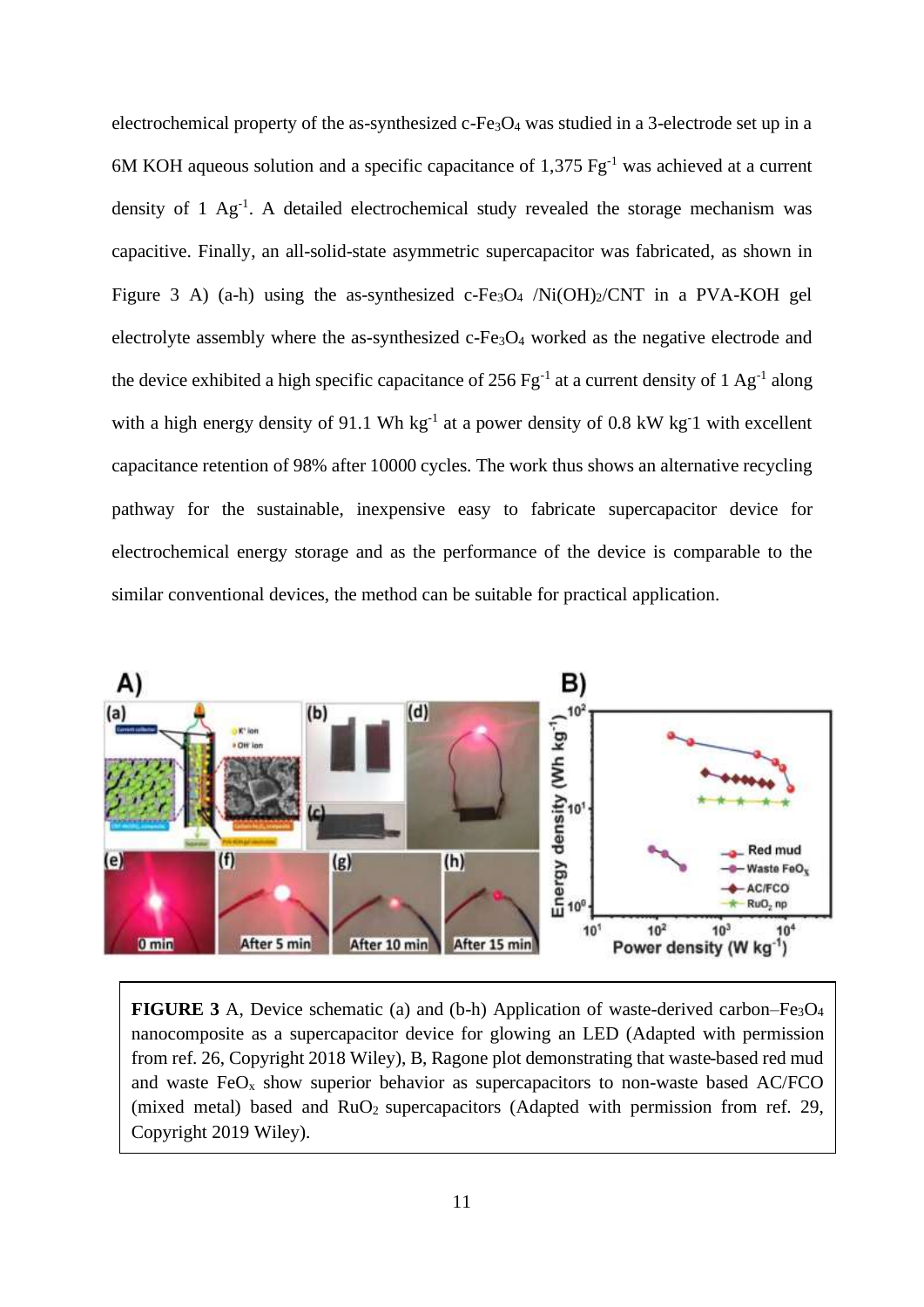electrochemical property of the as-synthesized c-$Fe_3O_4$ was studied in a 3-electrode set up in a 6M KOH aqueous solution and a specific capacitance of 1,375 $Fg^{-1}$ was achieved at a current density of 1 $Ag^{-1}$. A detailed electrochemical study revealed the storage mechanism was capacitive. Finally, an all-solid-state asymmetric supercapacitor was fabricated, as shown in Figure 3 A) (a-h) using the as-synthesized c-$Fe_3O_4$ /$Ni(OH)_2$/CNT in a PVA-KOH gel electrolyte assembly where the as-synthesized c-$Fe_3O_4$ worked as the negative electrode and the device exhibited a high specific capacitance of 256 $Fg^{-1}$ at a current density of 1 $Ag^{-1}$ along with a high energy density of 91.1 Wh $kg^{-1}$ at a power density of 0.8 kW kg-1 with excellent capacitance retention of 98% after 10000 cycles. The work thus shows an alternative recycling pathway for the sustainable, inexpensive easy to fabricate supercapacitor device for electrochemical energy storage and as the performance of the device is comparable to the similar conventional devices, the method can be suitable for practical application.

**FIGURE 3** A, Device schematic (a) and (b-h) Application of waste-derived carbon–$Fe_3O_4$ nanocomposite as a supercapacitor device for glowing an LED (Adapted with permission from ref. 26, Copyright 2018 Wiley), B, Ragone plot demonstrating that waste-based red mud and waste $FeO_x$ show superior behavior as supercapacitors to non-waste based AC/FCO (mixed metal) based and $RuO_2$ supercapacitors (Adapted with permission from ref. 29, Copyright 2019 Wiley).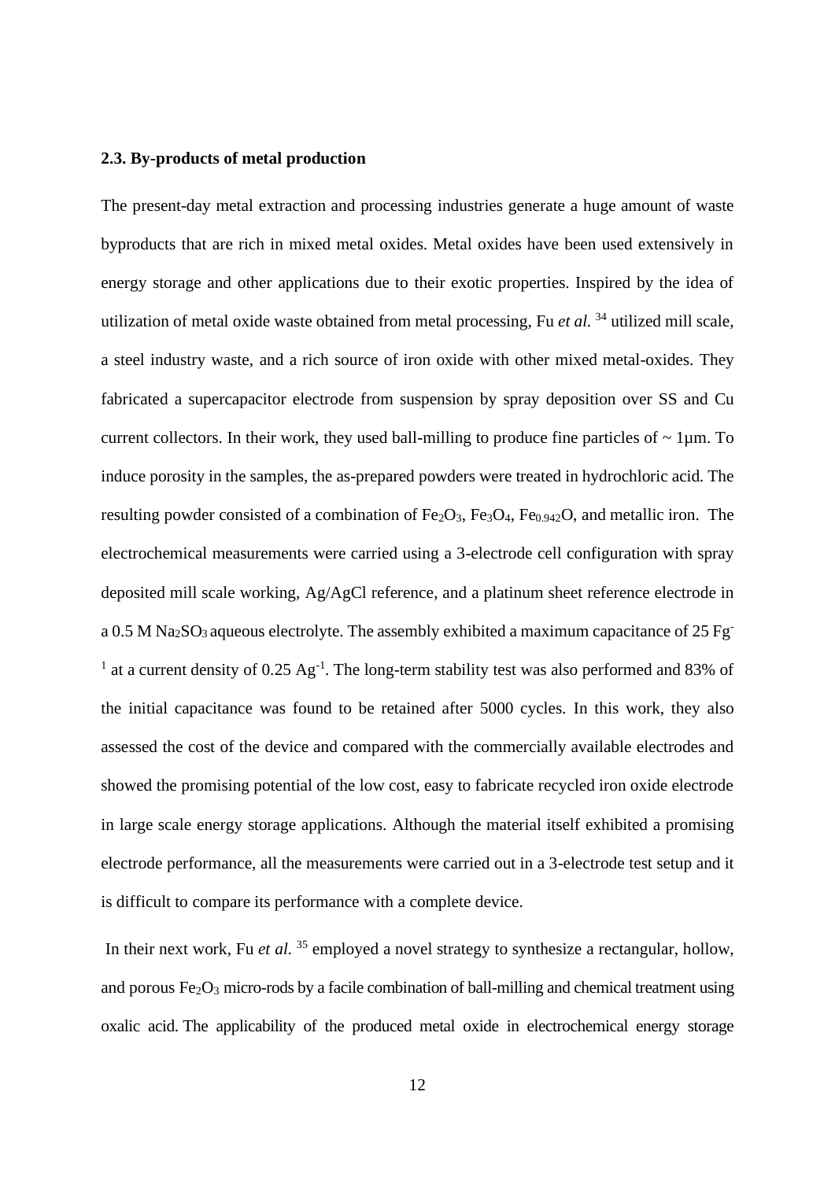### 2.3. By-products of metal production

The present-day metal extraction and processing industries generate a huge amount of waste byproducts that are rich in mixed metal oxides. Metal oxides have been used extensively in energy storage and other applications due to their exotic properties. Inspired by the idea of utilization of metal oxide waste obtained from metal processing, Fu *et al.* [34] utilized mill scale, a steel industry waste, and a rich source of iron oxide with other mixed metal-oxides. They fabricated a supercapacitor electrode from suspension by spray deposition over SS and Cu current collectors. In their work, they used ball-milling to produce fine particles of ~ 1µm. To induce porosity in the samples, the as-prepared powders were treated in hydrochloric acid. The resulting powder consisted of a combination of $Fe_2O_3$, $Fe_3O_4$, $Fe_{0.942}O$, and metallic iron. The electrochemical measurements were carried using a 3-electrode cell configuration with spray deposited mill scale working, Ag/AgCl reference, and a platinum sheet reference electrode in a 0.5 M $Na_2SO_3$ aqueous electrolyte. The assembly exhibited a maximum capacitance of 25 $Fg^{-1}$ at a current density of 0.25 $Ag^{-1}$. The long-term stability test was also performed and 83% of the initial capacitance was found to be retained after 5000 cycles. In this work, they also assessed the cost of the device and compared with the commercially available electrodes and showed the promising potential of the low cost, easy to fabricate recycled iron oxide electrode in large scale energy storage applications. Although the material itself exhibited a promising electrode performance, all the measurements were carried out in a 3-electrode test setup and it is difficult to compare its performance with a complete device.

In their next work, Fu *et al.* [35] employed a novel strategy to synthesize a rectangular, hollow, and porous $Fe_2O_3$ micro-rods by a facile combination of ball-milling and chemical treatment using oxalic acid. The applicability of the produced metal oxide in electrochemical energy storage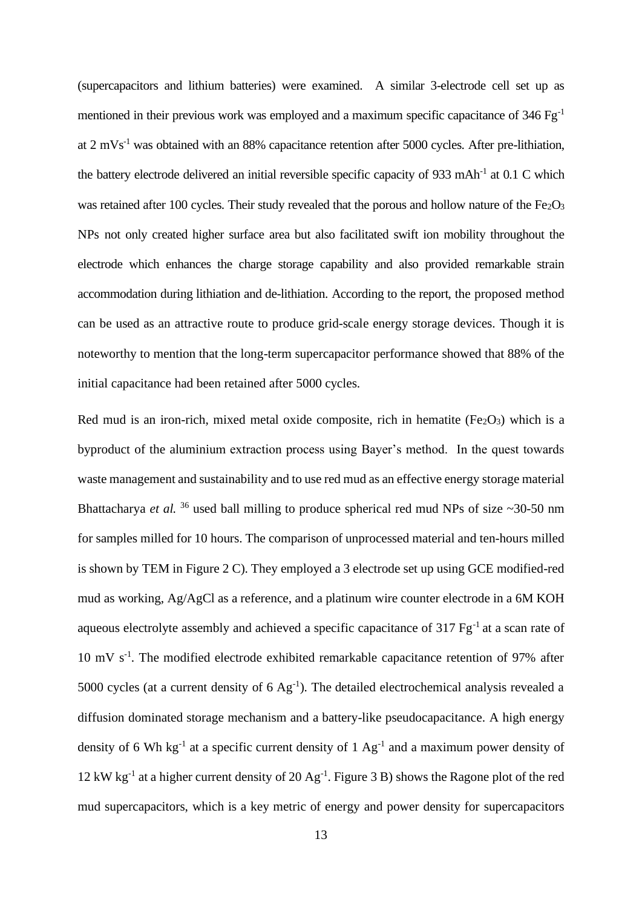(supercapacitors and lithium batteries) were examined. A similar 3-electrode cell set up as mentioned in their previous work was employed and a maximum specific capacitance of 346 $Fg^{-1}$ at 2 $mVs^{-1}$ was obtained with an 88% capacitance retention after 5000 cycles. After pre-lithiation, the battery electrode delivered an initial reversible specific capacity of 933 $mAh^{-1}$ at 0.1 C which was retained after 100 cycles. Their study revealed that the porous and hollow nature of the $Fe_2O_3$ NPs not only created higher surface area but also facilitated swift ion mobility throughout the electrode which enhances the charge storage capability and also provided remarkable strain accommodation during lithiation and de-lithiation. According to the report, the proposed method can be used as an attractive route to produce grid-scale energy storage devices. Though it is noteworthy to mention that the long-term supercapacitor performance showed that 88% of the initial capacitance had been retained after 5000 cycles.

Red mud is an iron-rich, mixed metal oxide composite, rich in hematite ($Fe_2O_3$) which is a byproduct of the aluminium extraction process using Bayer's method. In the quest towards waste management and sustainability and to use red mud as an effective energy storage material Bhattacharya *et al.* [36] used ball milling to produce spherical red mud NPs of size ~30-50 nm for samples milled for 10 hours. The comparison of unprocessed material and ten-hours milled is shown by TEM in Figure 2 C). They employed a 3 electrode set up using GCE modified-red mud as working, Ag/AgCl as a reference, and a platinum wire counter electrode in a 6M KOH aqueous electrolyte assembly and achieved a specific capacitance of 317 $Fg^{-1}$ at a scan rate of 10 mV $s^{-1}$. The modified electrode exhibited remarkable capacitance retention of 97% after 5000 cycles (at a current density of 6 $Ag^{-1}$). The detailed electrochemical analysis revealed a diffusion dominated storage mechanism and a battery-like pseudocapacitance. A high energy density of 6 Wh $kg^{-1}$ at a specific current density of 1 $Ag^{-1}$ and a maximum power density of 12 kW $kg^{-1}$ at a higher current density of 20 $Ag^{-1}$. Figure 3 B) shows the Ragone plot of the red mud supercapacitors, which is a key metric of energy and power density for supercapacitors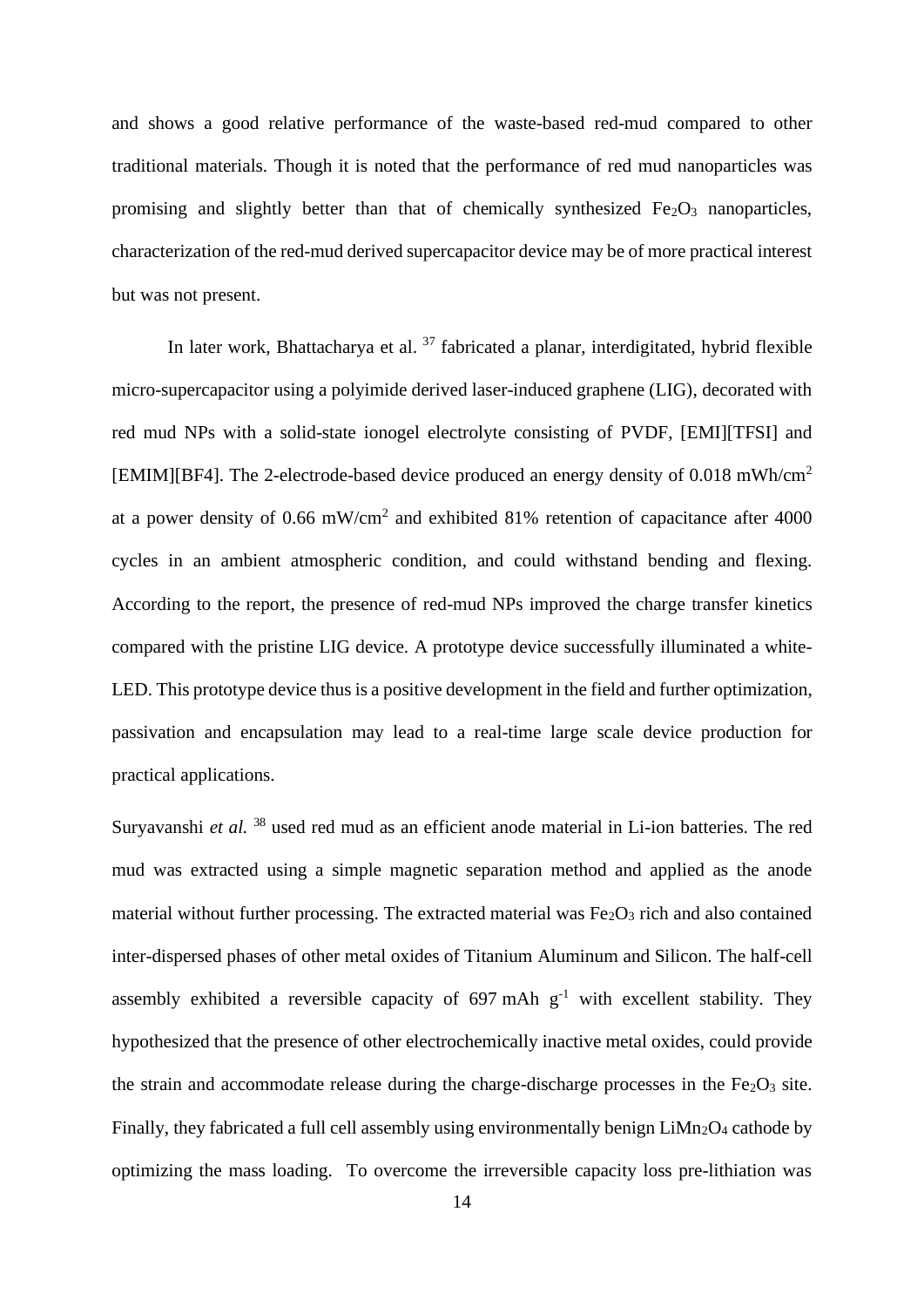and shows a good relative performance of the waste-based red-mud compared to other traditional materials. Though it is noted that the performance of red mud nanoparticles was promising and slightly better than that of chemically synthesized $Fe_2O_3$ nanoparticles, characterization of the red-mud derived supercapacitor device may be of more practical interest but was not present.

In later work, Bhattacharya et al. [37] fabricated a planar, interdigitated, hybrid flexible micro-supercapacitor using a polyimide derived laser-induced graphene (LIG), decorated with red mud NPs with a solid-state ionogel electrolyte consisting of PVDF, [EMI][TFSI] and [EMIM][BF4]. The 2-electrode-based device produced an energy density of 0.018 $mWh/cm^2$ at a power density of 0.66 $mW/cm^2$ and exhibited 81% retention of capacitance after 4000 cycles in an ambient atmospheric condition, and could withstand bending and flexing. According to the report, the presence of red-mud NPs improved the charge transfer kinetics compared with the pristine LIG device. A prototype device successfully illuminated a white-LED. This prototype device thus is a positive development in the field and further optimization, passivation and encapsulation may lead to a real-time large scale device production for practical applications.

Suryavanshi *et al.* [38] used red mud as an efficient anode material in Li-ion batteries. The red mud was extracted using a simple magnetic separation method and applied as the anode material without further processing. The extracted material was $Fe_2O_3$ rich and also contained inter-dispersed phases of other metal oxides of Titanium Aluminum and Silicon. The half-cell assembly exhibited a reversible capacity of 697 mAh $g^{-1}$ with excellent stability. They hypothesized that the presence of other electrochemically inactive metal oxides, could provide the strain and accommodate release during the charge-discharge processes in the $Fe_2O_3$ site. Finally, they fabricated a full cell assembly using environmentally benign $LiMn_2O_4$ cathode by optimizing the mass loading. To overcome the irreversible capacity loss pre-lithiation was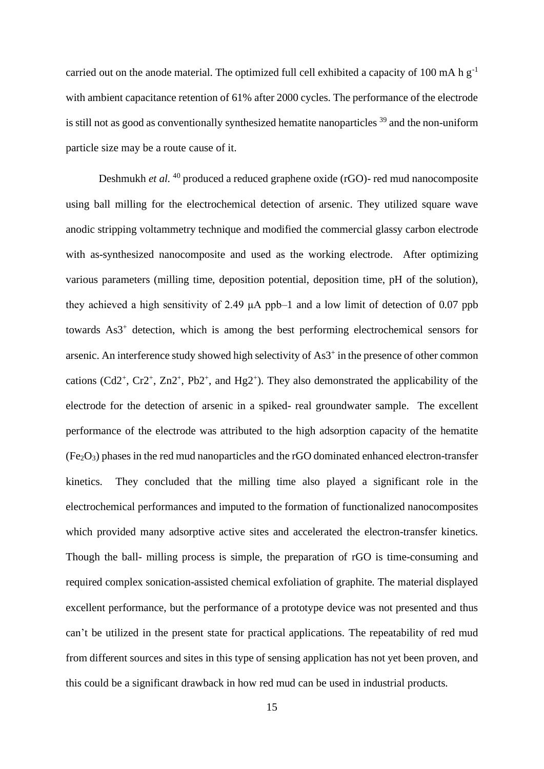carried out on the anode material. The optimized full cell exhibited a capacity of 100 mA h $g^{-1}$ with ambient capacitance retention of 61% after 2000 cycles. The performance of the electrode is still not as good as conventionally synthesized hematite nanoparticles [39] and the non-uniform particle size may be a route cause of it.

Deshmukh *et al.* [40] produced a reduced graphene oxide (rGO)- red mud nanocomposite using ball milling for the electrochemical detection of arsenic. They utilized square wave anodic stripping voltammetry technique and modified the commercial glassy carbon electrode with as-synthesized nanocomposite and used as the working electrode. After optimizing various parameters (milling time, deposition potential, deposition time, pH of the solution), they achieved a high sensitivity of 2.49 μA ppb–1 and a low limit of detection of 0.07 ppb towards $As3^{+}$ detection, which is among the best performing electrochemical sensors for arsenic. An interference study showed high selectivity of $As3^{+}$ in the presence of other common cations ($Cd2^{+}$, $Cr2^{+}$, $Zn2^{+}$, $Pb2^{+}$, and $Hg2^{+}$). They also demonstrated the applicability of the electrode for the detection of arsenic in a spiked- real groundwater sample. The excellent performance of the electrode was attributed to the high adsorption capacity of the hematite ($Fe_2O_3$) phases in the red mud nanoparticles and the rGO dominated enhanced electron-transfer kinetics. They concluded that the milling time also played a significant role in the electrochemical performances and imputed to the formation of functionalized nanocomposites which provided many adsorptive active sites and accelerated the electron-transfer kinetics. Though the ball- milling process is simple, the preparation of rGO is time-consuming and required complex sonication-assisted chemical exfoliation of graphite. The material displayed excellent performance, but the performance of a prototype device was not presented and thus can't be utilized in the present state for practical applications. The repeatability of red mud from different sources and sites in this type of sensing application has not yet been proven, and this could be a significant drawback in how red mud can be used in industrial products.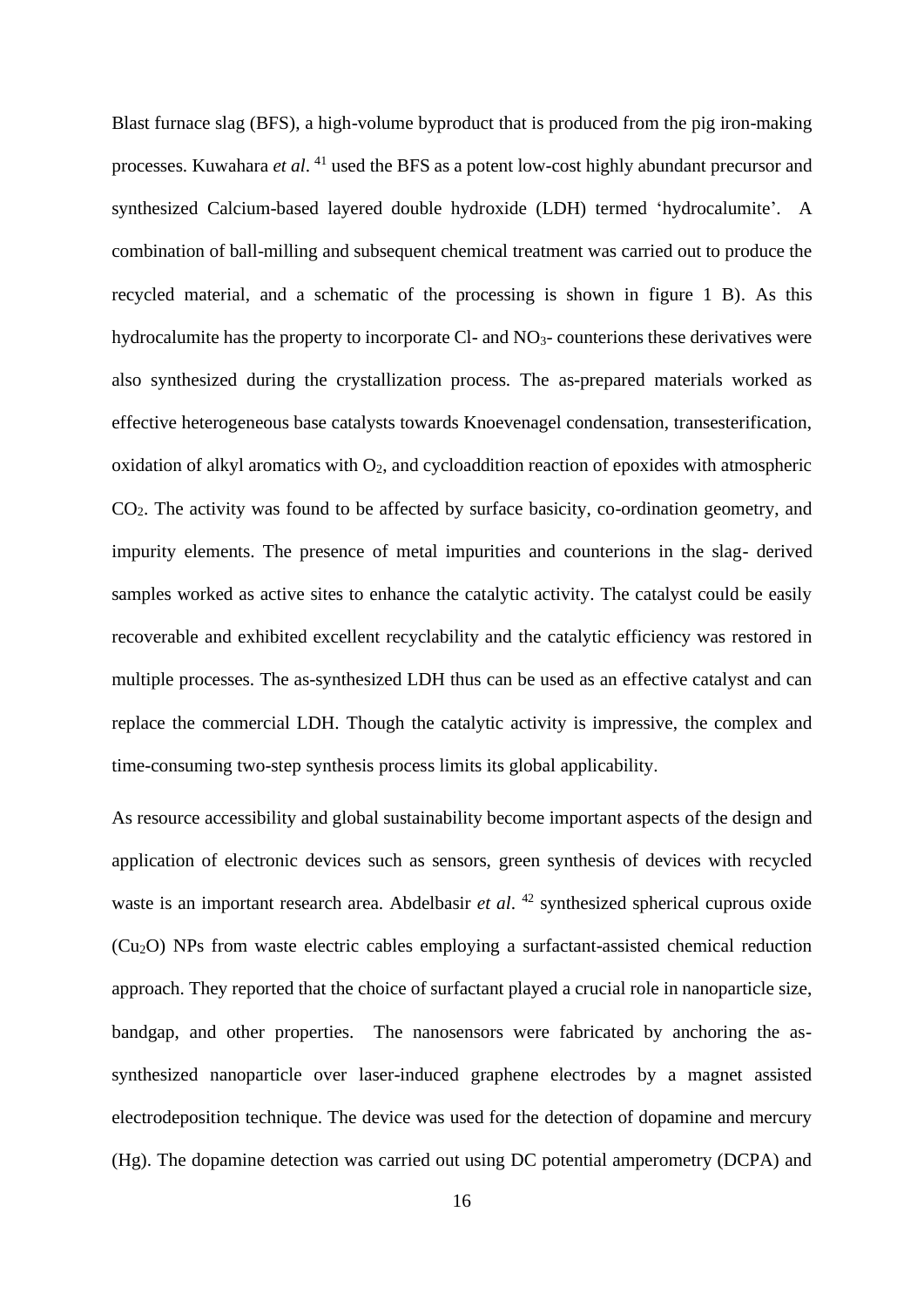Blast furnace slag (BFS), a high-volume byproduct that is produced from the pig iron-making processes. Kuwahara *et al*. [41] used the BFS as a potent low-cost highly abundant precursor and synthesized Calcium-based layered double hydroxide (LDH) termed 'hydrocalumite'. A combination of ball-milling and subsequent chemical treatment was carried out to produce the recycled material, and a schematic of the processing is shown in figure 1 B). As this hydrocalumite has the property to incorporate Cl- and $NO_3$- counterions these derivatives were also synthesized during the crystallization process. The as-prepared materials worked as effective heterogeneous base catalysts towards Knoevenagel condensation, transesterification, oxidation of alkyl aromatics with $O_2$, and cycloaddition reaction of epoxides with atmospheric $CO_2$. The activity was found to be affected by surface basicity, co-ordination geometry, and impurity elements. The presence of metal impurities and counterions in the slag- derived samples worked as active sites to enhance the catalytic activity. The catalyst could be easily recoverable and exhibited excellent recyclability and the catalytic efficiency was restored in multiple processes. The as-synthesized LDH thus can be used as an effective catalyst and can replace the commercial LDH. Though the catalytic activity is impressive, the complex and time-consuming two-step synthesis process limits its global applicability.

As resource accessibility and global sustainability become important aspects of the design and application of electronic devices such as sensors, green synthesis of devices with recycled waste is an important research area. Abdelbasir *et al*. [42] synthesized spherical cuprous oxide ($Cu_2O$) NPs from waste electric cables employing a surfactant-assisted chemical reduction approach. They reported that the choice of surfactant played a crucial role in nanoparticle size, bandgap, and other properties. The nanosensors were fabricated by anchoring the as-synthesized nanoparticle over laser-induced graphene electrodes by a magnet assisted electrodeposition technique. The device was used for the detection of dopamine and mercury (Hg). The dopamine detection was carried out using DC potential amperometry (DCPA) and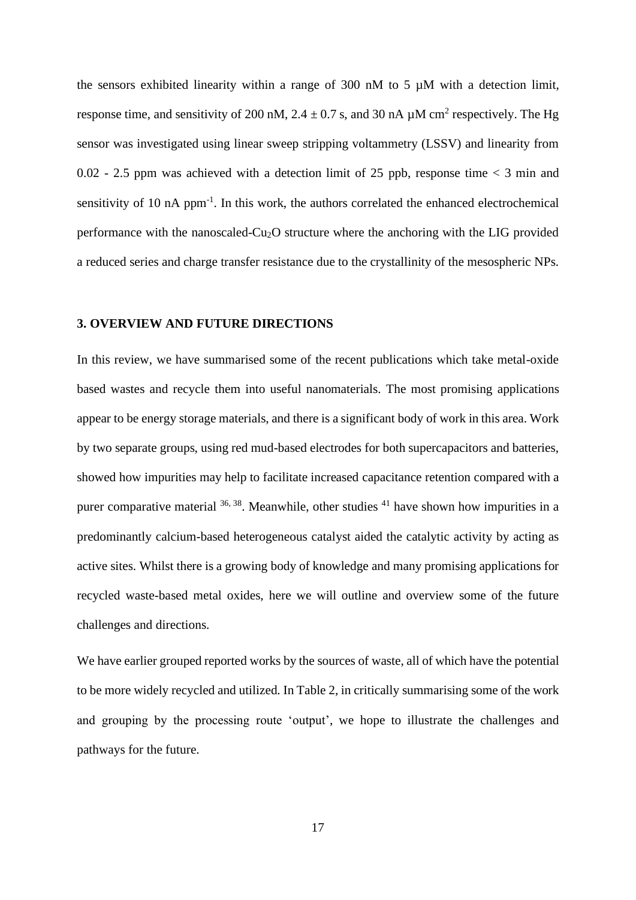the sensors exhibited linearity within a range of 300 nM to 5 μM with a detection limit, response time, and sensitivity of 200 nM, 2.4 ± 0.7 s, and 30 nA μM $cm^2$ respectively. The Hg sensor was investigated using linear sweep stripping voltammetry (LSSV) and linearity from 0.02 - 2.5 ppm was achieved with a detection limit of 25 ppb, response time < 3 min and sensitivity of 10 nA $ppm^{-1}$. In this work, the authors correlated the enhanced electrochemical performance with the nanoscaled-$Cu_2O$ structure where the anchoring with the LIG provided a reduced series and charge transfer resistance due to the crystallinity of the mesospheric NPs.

## 3. OVERVIEW AND FUTURE DIRECTIONS

In this review, we have summarised some of the recent publications which take metal-oxide based wastes and recycle them into useful nanomaterials. The most promising applications appear to be energy storage materials, and there is a significant body of work in this area. Work by two separate groups, using red mud-based electrodes for both supercapacitors and batteries, showed how impurities may help to facilitate increased capacitance retention compared with a purer comparative material [36, 38]. Meanwhile, other studies [41] have shown how impurities in a predominantly calcium-based heterogeneous catalyst aided the catalytic activity by acting as active sites. Whilst there is a growing body of knowledge and many promising applications for recycled waste-based metal oxides, here we will outline and overview some of the future challenges and directions.

We have earlier grouped reported works by the sources of waste, all of which have the potential to be more widely recycled and utilized. In Table 2, in critically summarising some of the work and grouping by the processing route 'output', we hope to illustrate the challenges and pathways for the future.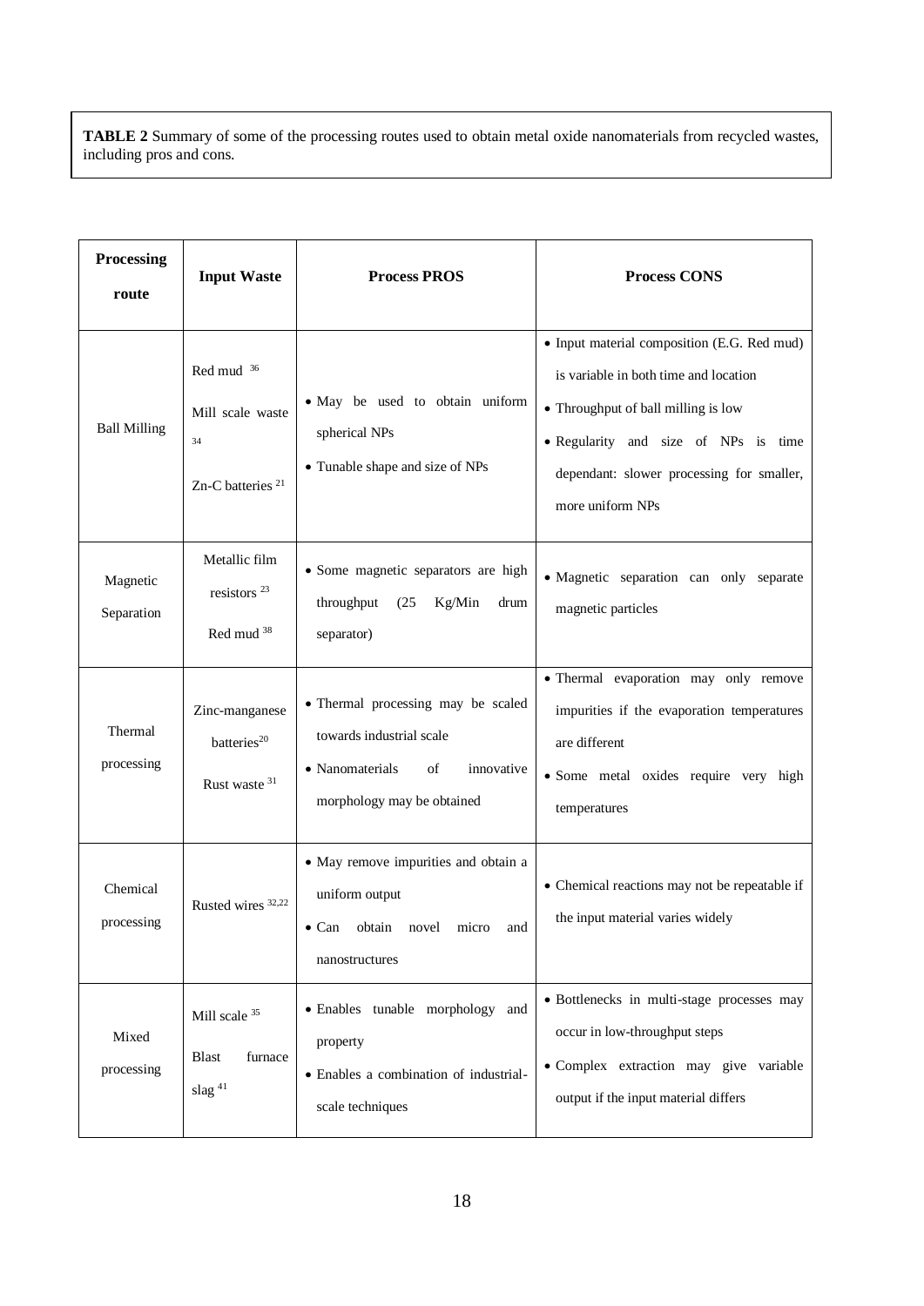**TABLE 2** Summary of some of the processing routes used to obtain metal oxide nanomaterials from recycled wastes, including pros and cons.

| Processing route | Input Waste | Process PROS | Process CONS |
|---|---|---|---|
| Ball Milling | Red mud [36]<br>Mill scale waste [34]<br>Zn-C batteries [21] | • May be used to obtain uniform spherical NPs<br>• Tunable shape and size of NPs | • Input material composition (E.G. Red mud) is variable in both time and location<br>• Throughput of ball milling is low<br>• Regularity and size of NPs is time dependant: slower processing for smaller, more uniform NPs |
| Magnetic Separation | Metallic film resistors [23]<br>Red mud [38] | • Some magnetic separators are high throughput (25 Kg/Min drum separator) | • Magnetic separation can only separate magnetic particles |
| Thermal processing | Zinc-manganese batteries[20]<br>Rust waste [31] | • Thermal processing may be scaled towards industrial scale<br>• Nanomaterials of innovative morphology may be obtained | • Thermal evaporation may only remove impurities if the evaporation temperatures are different<br>• Some metal oxides require very high temperatures |
| Chemical processing | Rusted wires [32,22] | • May remove impurities and obtain a uniform output<br>• Can obtain novel micro and nanostructures | • Chemical reactions may not be repeatable if the input material varies widely |
| Mixed processing | Mill scale [35]<br>Blast furnace slag [41] | • Enables tunable morphology and property<br>• Enables a combination of industrial-scale techniques | • Bottlenecks in multi-stage processes may occur in low-throughput steps<br>• Complex extraction may give variable output if the input material differs |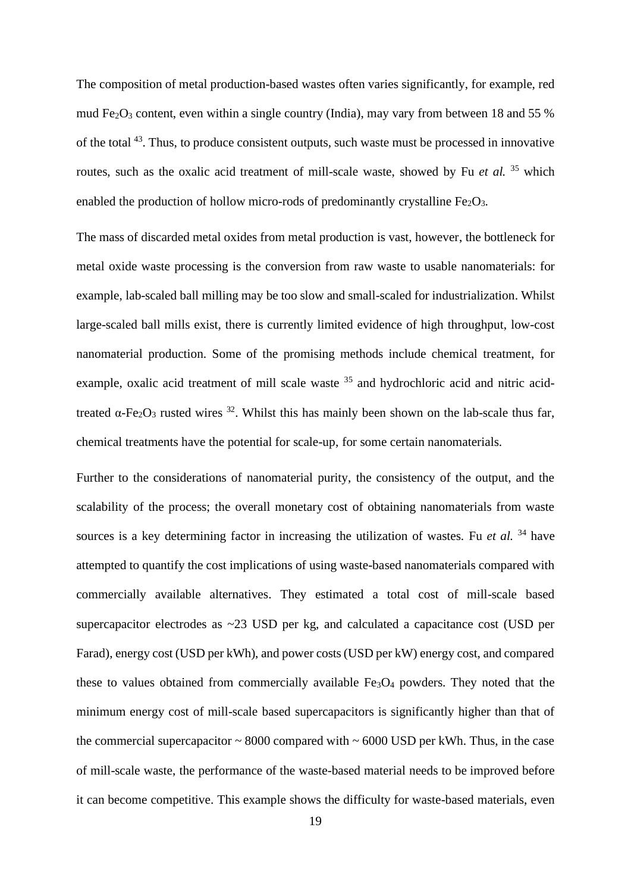The composition of metal production-based wastes often varies significantly, for example, red mud $Fe_2O_3$ content, even within a single country (India), may vary from between 18 and 55 % of the total [43]. Thus, to produce consistent outputs, such waste must be processed in innovative routes, such as the oxalic acid treatment of mill-scale waste, showed by Fu *et al.* [35] which enabled the production of hollow micro-rods of predominantly crystalline $Fe_2O_3$.

The mass of discarded metal oxides from metal production is vast, however, the bottleneck for metal oxide waste processing is the conversion from raw waste to usable nanomaterials: for example, lab-scaled ball milling may be too slow and small-scaled for industrialization. Whilst large-scaled ball mills exist, there is currently limited evidence of high throughput, low-cost nanomaterial production. Some of the promising methods include chemical treatment, for example, oxalic acid treatment of mill scale waste [35] and hydrochloric acid and nitric acid-treated $\alpha$-$Fe_2O_3$ rusted wires [32]. Whilst this has mainly been shown on the lab-scale thus far, chemical treatments have the potential for scale-up, for some certain nanomaterials.

Further to the considerations of nanomaterial purity, the consistency of the output, and the scalability of the process; the overall monetary cost of obtaining nanomaterials from waste sources is a key determining factor in increasing the utilization of wastes. Fu *et al.* [34] have attempted to quantify the cost implications of using waste-based nanomaterials compared with commercially available alternatives. They estimated a total cost of mill-scale based supercapacitor electrodes as ~23 USD per kg, and calculated a capacitance cost (USD per Farad), energy cost (USD per kWh), and power costs (USD per kW) energy cost, and compared these to values obtained from commercially available $Fe_3O_4$ powders. They noted that the minimum energy cost of mill-scale based supercapacitors is significantly higher than that of the commercial supercapacitor ~ 8000 compared with ~ 6000 USD per kWh. Thus, in the case of mill-scale waste, the performance of the waste-based material needs to be improved before it can become competitive. This example shows the difficulty for waste-based materials, even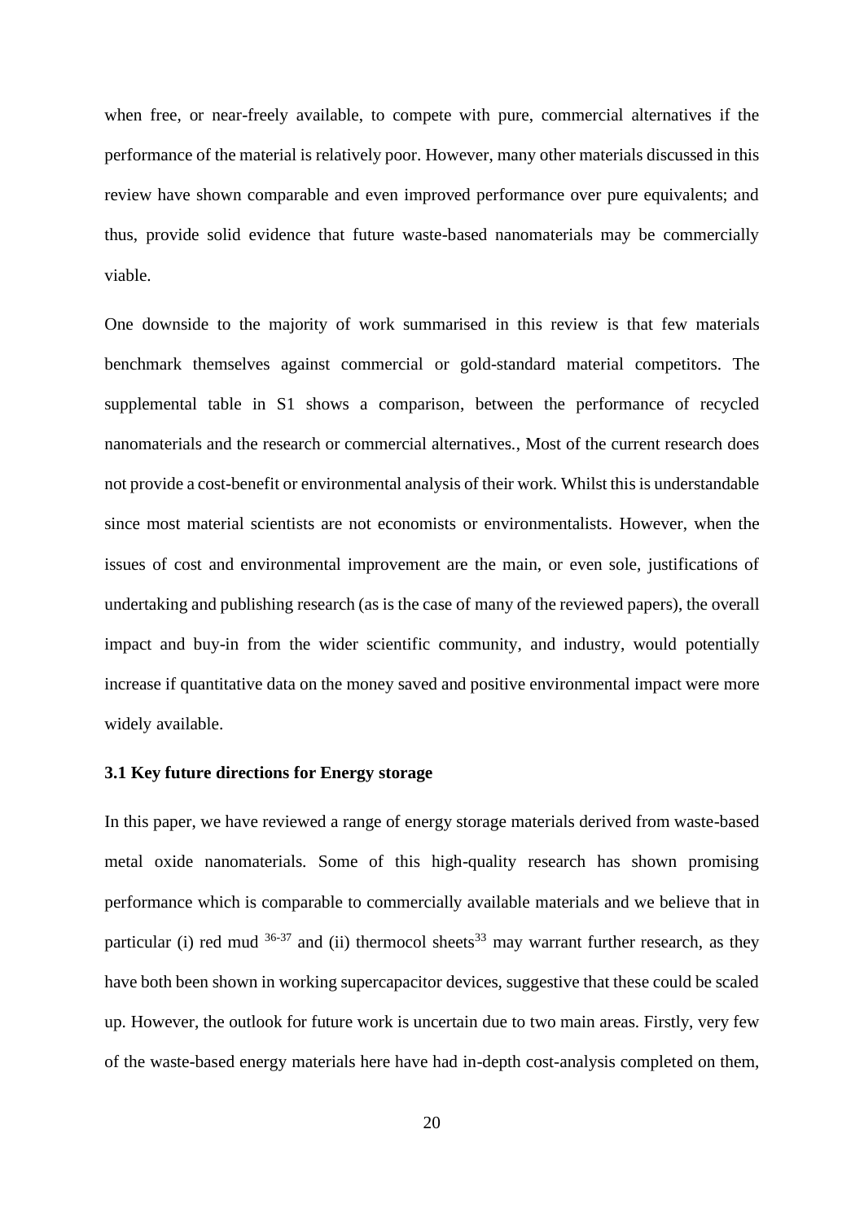when free, or near-freely available, to compete with pure, commercial alternatives if the performance of the material is relatively poor. However, many other materials discussed in this review have shown comparable and even improved performance over pure equivalents; and thus, provide solid evidence that future waste-based nanomaterials may be commercially viable.

One downside to the majority of work summarised in this review is that few materials benchmark themselves against commercial or gold-standard material competitors. The supplemental table in S1 shows a comparison, between the performance of recycled nanomaterials and the research or commercial alternatives., Most of the current research does not provide a cost-benefit or environmental analysis of their work. Whilst this is understandable since most material scientists are not economists or environmentalists. However, when the issues of cost and environmental improvement are the main, or even sole, justifications of undertaking and publishing research (as is the case of many of the reviewed papers), the overall impact and buy-in from the wider scientific community, and industry, would potentially increase if quantitative data on the money saved and positive environmental impact were more widely available.

### 3.1 Key future directions for Energy storage

In this paper, we have reviewed a range of energy storage materials derived from waste-based metal oxide nanomaterials. Some of this high-quality research has shown promising performance which is comparable to commercially available materials and we believe that in particular (i) red mud [36-37] and (ii) thermocol sheets[33] may warrant further research, as they have both been shown in working supercapacitor devices, suggestive that these could be scaled up. However, the outlook for future work is uncertain due to two main areas. Firstly, very few of the waste-based energy materials here have had in-depth cost-analysis completed on them,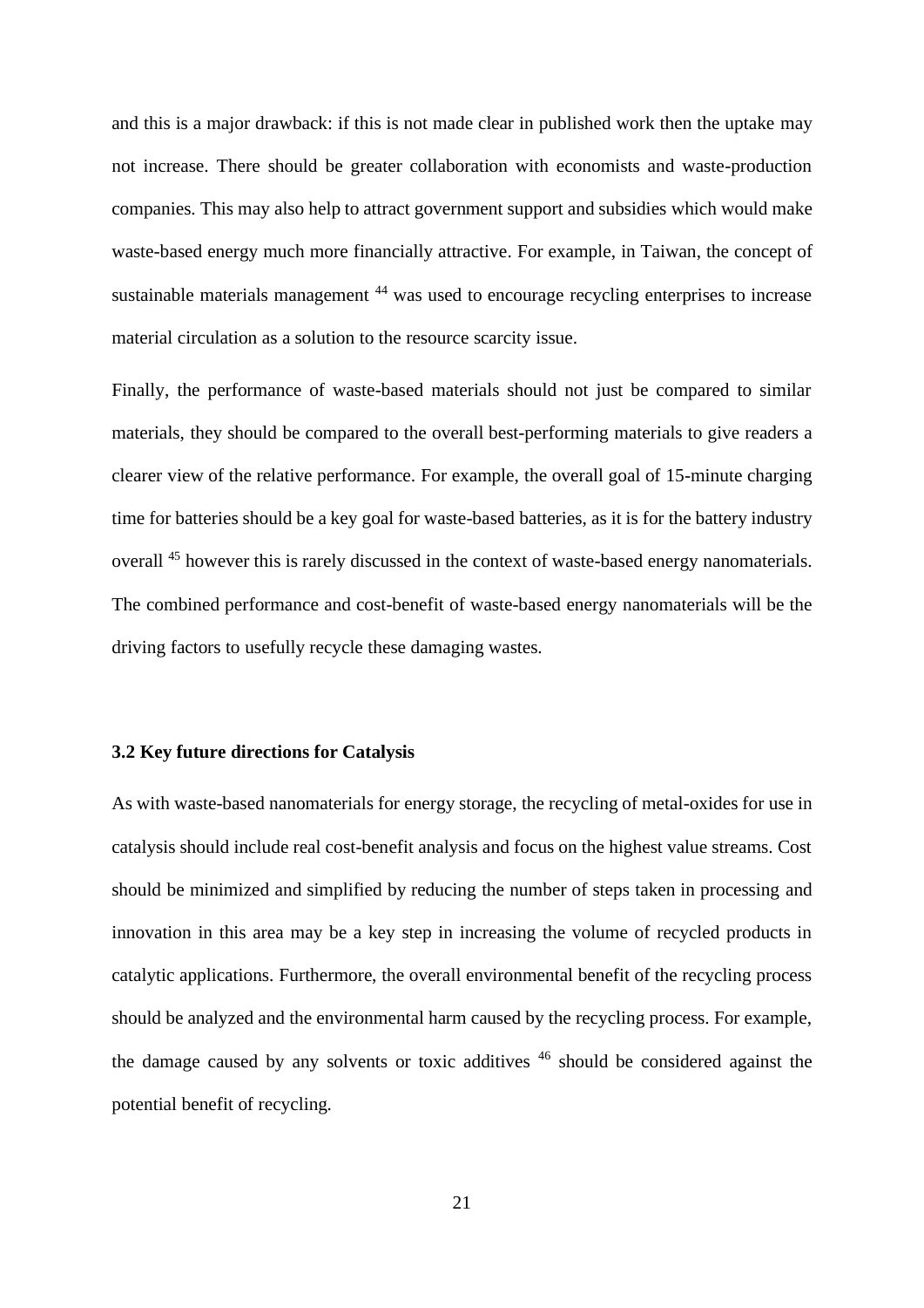and this is a major drawback: if this is not made clear in published work then the uptake may not increase. There should be greater collaboration with economists and waste-production companies. This may also help to attract government support and subsidies which would make waste-based energy much more financially attractive. For example, in Taiwan, the concept of sustainable materials management [44] was used to encourage recycling enterprises to increase material circulation as a solution to the resource scarcity issue.

Finally, the performance of waste-based materials should not just be compared to similar materials, they should be compared to the overall best-performing materials to give readers a clearer view of the relative performance. For example, the overall goal of 15-minute charging time for batteries should be a key goal for waste-based batteries, as it is for the battery industry overall [45] however this is rarely discussed in the context of waste-based energy nanomaterials. The combined performance and cost-benefit of waste-based energy nanomaterials will be the driving factors to usefully recycle these damaging wastes.

### 3.2 Key future directions for Catalysis

As with waste-based nanomaterials for energy storage, the recycling of metal-oxides for use in catalysis should include real cost-benefit analysis and focus on the highest value streams. Cost should be minimized and simplified by reducing the number of steps taken in processing and innovation in this area may be a key step in increasing the volume of recycled products in catalytic applications. Furthermore, the overall environmental benefit of the recycling process should be analyzed and the environmental harm caused by the recycling process. For example, the damage caused by any solvents or toxic additives [46] should be considered against the potential benefit of recycling.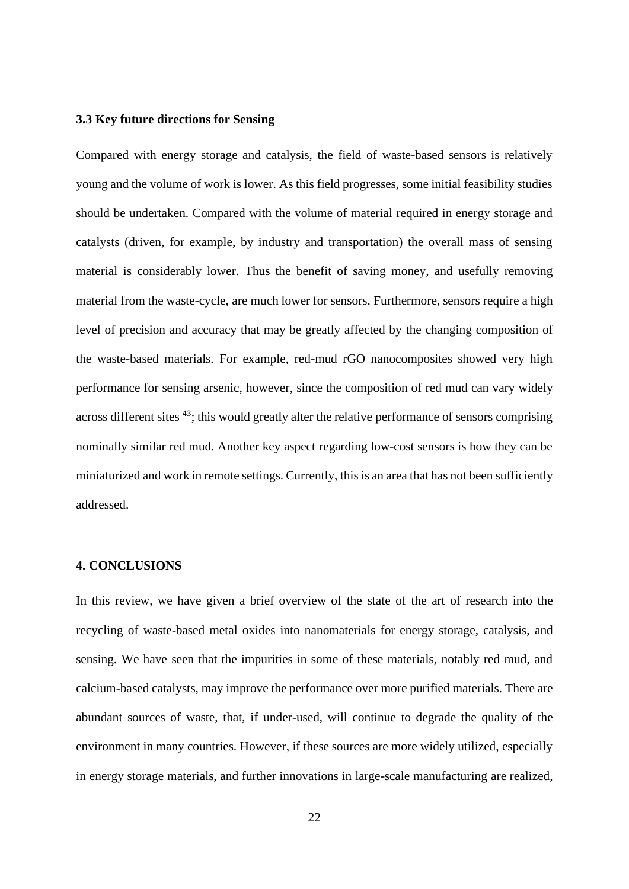### 3.3 Key future directions for Sensing

Compared with energy storage and catalysis, the field of waste-based sensors is relatively young and the volume of work is lower. As this field progresses, some initial feasibility studies should be undertaken. Compared with the volume of material required in energy storage and catalysts (driven, for example, by industry and transportation) the overall mass of sensing material is considerably lower. Thus the benefit of saving money, and usefully removing material from the waste-cycle, are much lower for sensors. Furthermore, sensors require a high level of precision and accuracy that may be greatly affected by the changing composition of the waste-based materials. For example, red-mud rGO nanocomposites showed very high performance for sensing arsenic, however, since the composition of red mud can vary widely across different sites [43]; this would greatly alter the relative performance of sensors comprising nominally similar red mud. Another key aspect regarding low-cost sensors is how they can be miniaturized and work in remote settings. Currently, this is an area that has not been sufficiently addressed.

## 4. CONCLUSIONS

In this review, we have given a brief overview of the state of the art of research into the recycling of waste-based metal oxides into nanomaterials for energy storage, catalysis, and sensing. We have seen that the impurities in some of these materials, notably red mud, and calcium-based catalysts, may improve the performance over more purified materials. There are abundant sources of waste, that, if under-used, will continue to degrade the quality of the environment in many countries. However, if these sources are more widely utilized, especially in energy storage materials, and further innovations in large-scale manufacturing are realized,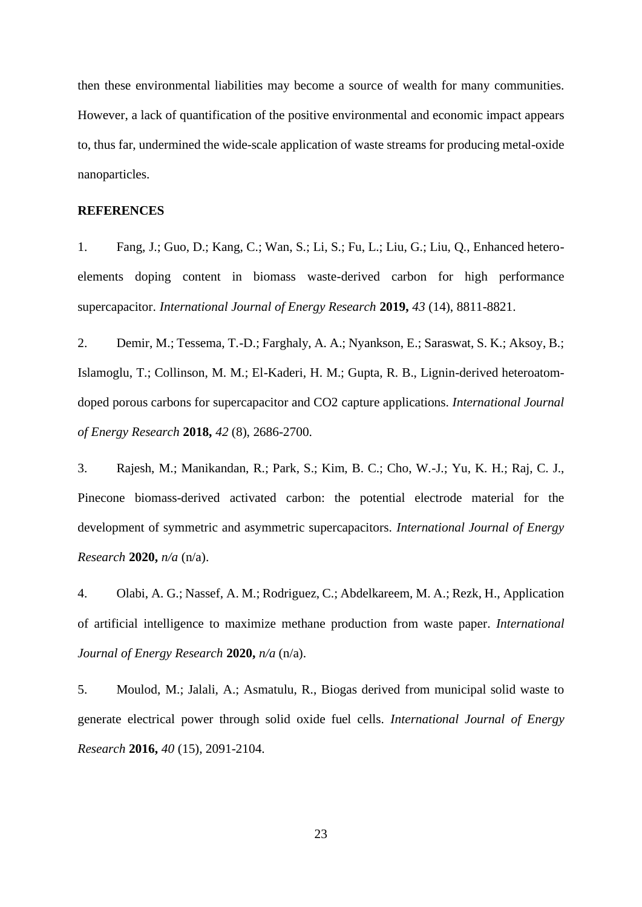then these environmental liabilities may become a source of wealth for many communities. However, a lack of quantification of the positive environmental and economic impact appears to, thus far, undermined the wide-scale application of waste streams for producing metal-oxide nanoparticles.

## REFERENCES

1. Fang, J.; Guo, D.; Kang, C.; Wan, S.; Li, S.; Fu, L.; Liu, G.; Liu, Q., Enhanced hetero-elements doping content in biomass waste-derived carbon for high performance supercapacitor. *International Journal of Energy Research* **2019,** *43* (14), 8811-8821.

2. Demir, M.; Tessema, T.-D.; Farghaly, A. A.; Nyankson, E.; Saraswat, S. K.; Aksoy, B.; Islamoglu, T.; Collinson, M. M.; El-Kaderi, H. M.; Gupta, R. B., Lignin-derived heteroatom-doped porous carbons for supercapacitor and CO2 capture applications. *International Journal of Energy Research* **2018,** *42* (8), 2686-2700.

3. Rajesh, M.; Manikandan, R.; Park, S.; Kim, B. C.; Cho, W.-J.; Yu, K. H.; Raj, C. J., Pinecone biomass-derived activated carbon: the potential electrode material for the development of symmetric and asymmetric supercapacitors. *International Journal of Energy Research* **2020,** *n/a* (n/a).

4. Olabi, A. G.; Nassef, A. M.; Rodriguez, C.; Abdelkareem, M. A.; Rezk, H., Application of artificial intelligence to maximize methane production from waste paper. *International Journal of Energy Research* **2020,** *n/a* (n/a).

5. Moulod, M.; Jalali, A.; Asmatulu, R., Biogas derived from municipal solid waste to generate electrical power through solid oxide fuel cells. *International Journal of Energy Research* **2016,** *40* (15), 2091-2104.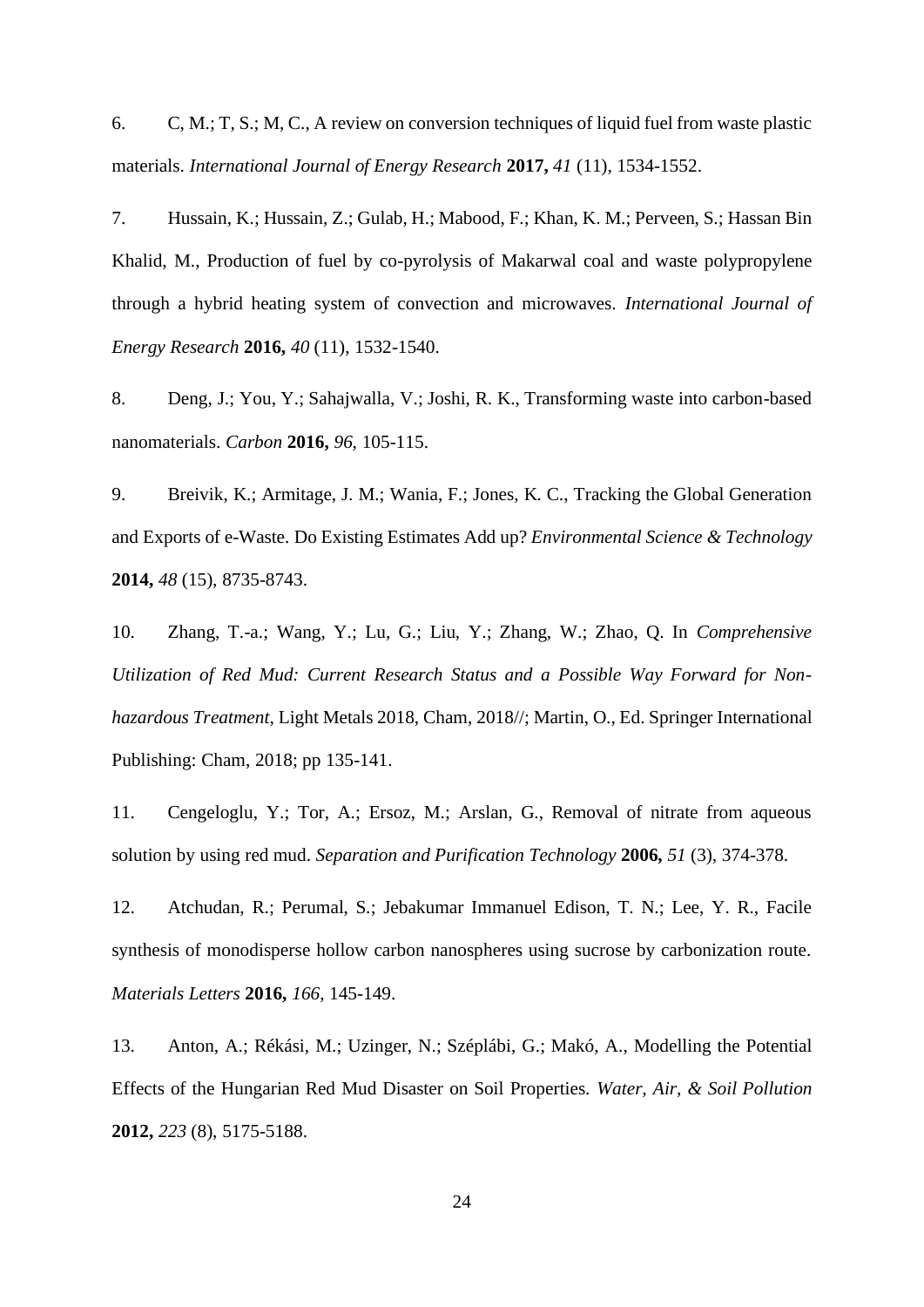6. C, M.; T, S.; M, C., A review on conversion techniques of liquid fuel from waste plastic materials. *International Journal of Energy Research* **2017,** *41* (11), 1534-1552.

7. Hussain, K.; Hussain, Z.; Gulab, H.; Mabood, F.; Khan, K. M.; Perveen, S.; Hassan Bin Khalid, M., Production of fuel by co-pyrolysis of Makarwal coal and waste polypropylene through a hybrid heating system of convection and microwaves. *International Journal of Energy Research* **2016,** *40* (11), 1532-1540.

8. Deng, J.; You, Y.; Sahajwalla, V.; Joshi, R. K., Transforming waste into carbon-based nanomaterials. *Carbon* **2016,** *96*, 105-115.

9. Breivik, K.; Armitage, J. M.; Wania, F.; Jones, K. C., Tracking the Global Generation and Exports of e-Waste. Do Existing Estimates Add up? *Environmental Science & Technology* **2014,** *48* (15), 8735-8743.

10. Zhang, T.-a.; Wang, Y.; Lu, G.; Liu, Y.; Zhang, W.; Zhao, Q. In *Comprehensive Utilization of Red Mud: Current Research Status and a Possible Way Forward for Non-hazardous Treatment*, Light Metals 2018, Cham, 2018//; Martin, O., Ed. Springer International Publishing: Cham, 2018; pp 135-141.

11. Cengeloglu, Y.; Tor, A.; Ersoz, M.; Arslan, G., Removal of nitrate from aqueous solution by using red mud. *Separation and Purification Technology* **2006,** *51* (3), 374-378.

12. Atchudan, R.; Perumal, S.; Jebakumar Immanuel Edison, T. N.; Lee, Y. R., Facile synthesis of monodisperse hollow carbon nanospheres using sucrose by carbonization route. *Materials Letters* **2016,** *166*, 145-149.

13. Anton, A.; Rékási, M.; Uzinger, N.; Széplábi, G.; Makó, A., Modelling the Potential Effects of the Hungarian Red Mud Disaster on Soil Properties. *Water, Air, & Soil Pollution* **2012,** *223* (8), 5175-5188.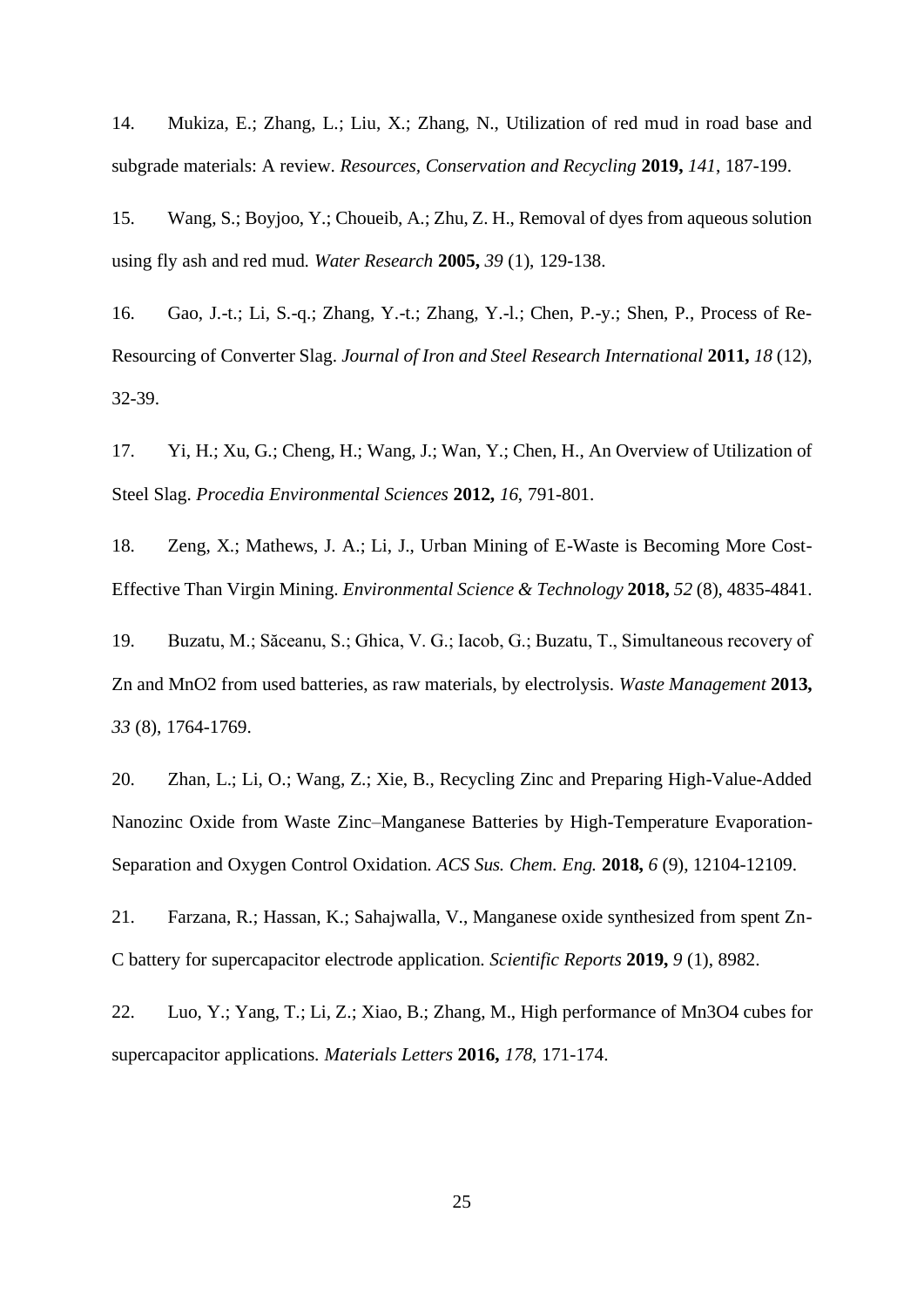14. Mukiza, E.; Zhang, L.; Liu, X.; Zhang, N., Utilization of red mud in road base and subgrade materials: A review. *Resources, Conservation and Recycling* **2019,** *141*, 187-199.

15. Wang, S.; Boyjoo, Y.; Choueib, A.; Zhu, Z. H., Removal of dyes from aqueous solution using fly ash and red mud. *Water Research* **2005,** *39* (1), 129-138.

16. Gao, J.-t.; Li, S.-q.; Zhang, Y.-t.; Zhang, Y.-l.; Chen, P.-y.; Shen, P., Process of Re-Resourcing of Converter Slag. *Journal of Iron and Steel Research International* **2011,** *18* (12), 32-39.

17. Yi, H.; Xu, G.; Cheng, H.; Wang, J.; Wan, Y.; Chen, H., An Overview of Utilization of Steel Slag. *Procedia Environmental Sciences* **2012,** *16*, 791-801.

18. Zeng, X.; Mathews, J. A.; Li, J., Urban Mining of E-Waste is Becoming More Cost-Effective Than Virgin Mining. *Environmental Science & Technology* **2018,** *52* (8), 4835-4841.

19. Buzatu, M.; Săceanu, S.; Ghica, V. G.; Iacob, G.; Buzatu, T., Simultaneous recovery of Zn and MnO2 from used batteries, as raw materials, by electrolysis. *Waste Management* **2013,** *33* (8), 1764-1769.

20. Zhan, L.; Li, O.; Wang, Z.; Xie, B., Recycling Zinc and Preparing High-Value-Added Nanozinc Oxide from Waste Zinc–Manganese Batteries by High-Temperature Evaporation-Separation and Oxygen Control Oxidation. *ACS Sus. Chem. Eng.* **2018,** *6* (9), 12104-12109.

21. Farzana, R.; Hassan, K.; Sahajwalla, V., Manganese oxide synthesized from spent Zn-C battery for supercapacitor electrode application. *Scientific Reports* **2019,** *9* (1), 8982.

22. Luo, Y.; Yang, T.; Li, Z.; Xiao, B.; Zhang, M., High performance of Mn3O4 cubes for supercapacitor applications. *Materials Letters* **2016,** *178*, 171-174.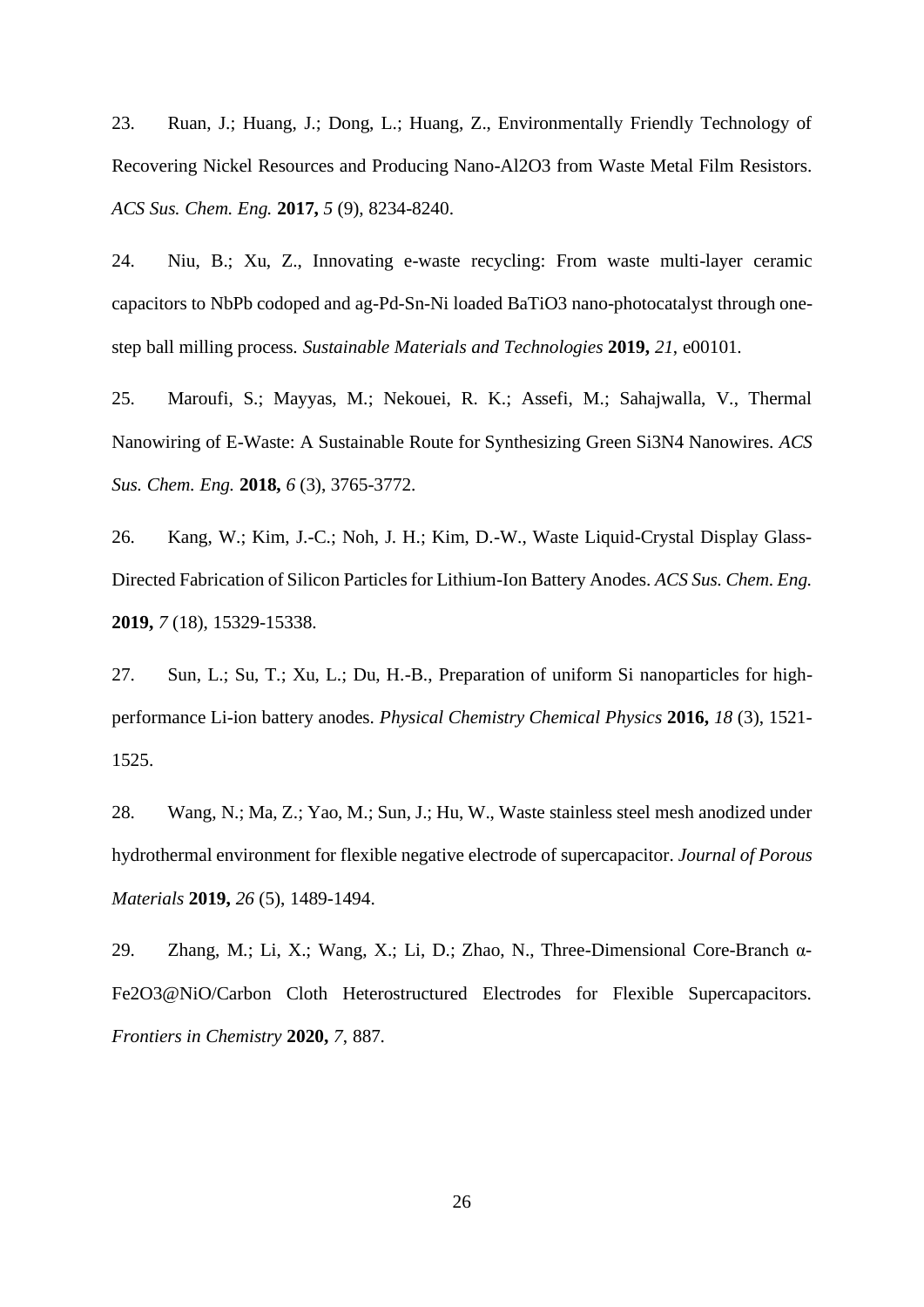23. Ruan, J.; Huang, J.; Dong, L.; Huang, Z., Environmentally Friendly Technology of Recovering Nickel Resources and Producing Nano-$Al_2O_3$ from Waste Metal Film Resistors. *ACS Sus. Chem. Eng.* **2017,** *5* (9), 8234-8240.

24. Niu, B.; Xu, Z., Innovating e-waste recycling: From waste multi-layer ceramic capacitors to NbPb codoped and ag-Pd-Sn-Ni loaded $BaTiO_3$ nano-photocatalyst through one-step ball milling process. *Sustainable Materials and Technologies* **2019,** *21*, e00101.

25. Maroufi, S.; Mayyas, M.; Nekouei, R. K.; Assefi, M.; Sahajwalla, V., Thermal Nanowiring of E-Waste: A Sustainable Route for Synthesizing Green $Si_3N_4$ Nanowires. *ACS Sus. Chem. Eng.* **2018,** *6* (3), 3765-3772.

26. Kang, W.; Kim, J.-C.; Noh, J. H.; Kim, D.-W., Waste Liquid-Crystal Display Glass-Directed Fabrication of Silicon Particles for Lithium-Ion Battery Anodes. *ACS Sus. Chem. Eng.* **2019,** *7* (18), 15329-15338.

27. Sun, L.; Su, T.; Xu, L.; Du, H.-B., Preparation of uniform Si nanoparticles for high-performance Li-ion battery anodes. *Physical Chemistry Chemical Physics* **2016,** *18* (3), 1521-1525.

28. Wang, N.; Ma, Z.; Yao, M.; Sun, J.; Hu, W., Waste stainless steel mesh anodized under hydrothermal environment for flexible negative electrode of supercapacitor. *Journal of Porous Materials* **2019,** *26* (5), 1489-1494.

29. Zhang, M.; Li, X.; Wang, X.; Li, D.; Zhao, N., Three-Dimensional Core-Branch α-$Fe_2O_3$@NiO/Carbon Cloth Heterostructured Electrodes for Flexible Supercapacitors. *Frontiers in Chemistry* **2020,** *7*, 887.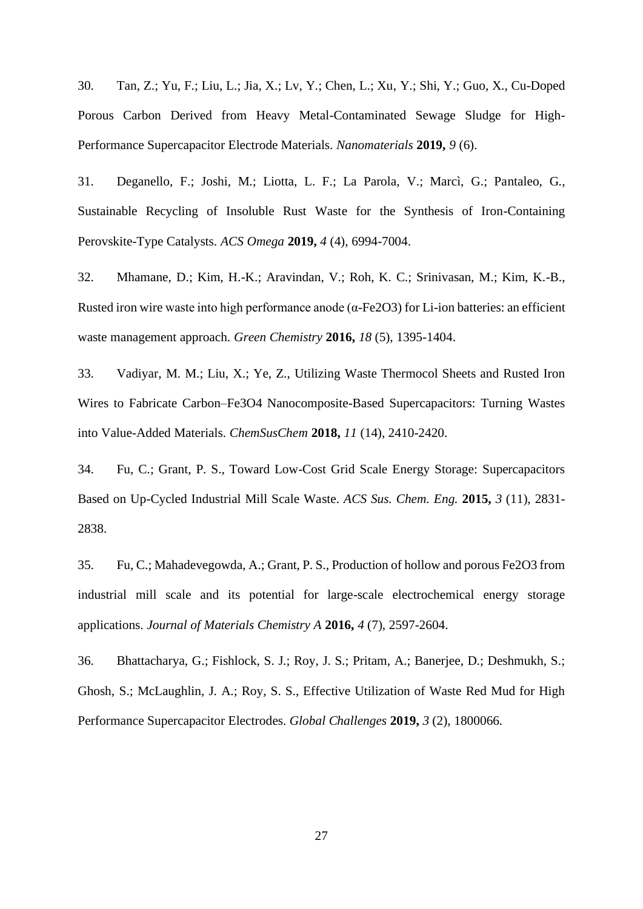30. Tan, Z.; Yu, F.; Liu, L.; Jia, X.; Lv, Y.; Chen, L.; Xu, Y.; Shi, Y.; Guo, X., Cu-Doped Porous Carbon Derived from Heavy Metal-Contaminated Sewage Sludge for High-Performance Supercapacitor Electrode Materials. *Nanomaterials* **2019,** *9* (6).

31. Deganello, F.; Joshi, M.; Liotta, L. F.; La Parola, V.; Marcì, G.; Pantaleo, G., Sustainable Recycling of Insoluble Rust Waste for the Synthesis of Iron-Containing Perovskite-Type Catalysts. *ACS Omega* **2019,** *4* (4), 6994-7004.

32. Mhamane, D.; Kim, H.-K.; Aravindan, V.; Roh, K. C.; Srinivasan, M.; Kim, K.-B., Rusted iron wire waste into high performance anode ($\alpha$-$Fe_2O_3$) for Li-ion batteries: an efficient waste management approach. *Green Chemistry* **2016,** *18* (5), 1395-1404.

33. Vadiyar, M. M.; Liu, X.; Ye, Z., Utilizing Waste Thermocol Sheets and Rusted Iron Wires to Fabricate Carbon–$Fe_3O_4$ Nanocomposite-Based Supercapacitors: Turning Wastes into Value-Added Materials. *ChemSusChem* **2018,** *11* (14), 2410-2420.

34. Fu, C.; Grant, P. S., Toward Low-Cost Grid Scale Energy Storage: Supercapacitors Based on Up-Cycled Industrial Mill Scale Waste. *ACS Sus. Chem. Eng.* **2015,** *3* (11), 2831-2838.

35. Fu, C.; Mahadevegowda, A.; Grant, P. S., Production of hollow and porous $Fe_2O_3$ from industrial mill scale and its potential for large-scale electrochemical energy storage applications. *Journal of Materials Chemistry A* **2016,** *4* (7), 2597-2604.

36. Bhattacharya, G.; Fishlock, S. J.; Roy, J. S.; Pritam, A.; Banerjee, D.; Deshmukh, S.; Ghosh, S.; McLaughlin, J. A.; Roy, S. S., Effective Utilization of Waste Red Mud for High Performance Supercapacitor Electrodes. *Global Challenges* **2019,** *3* (2), 1800066.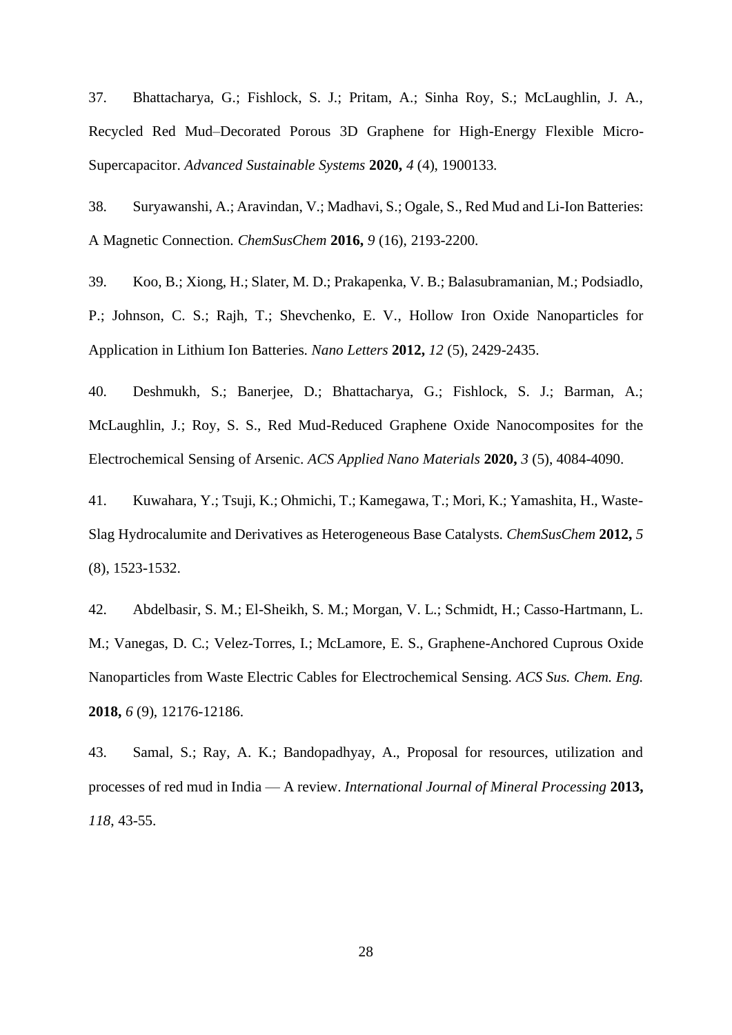37. Bhattacharya, G.; Fishlock, S. J.; Pritam, A.; Sinha Roy, S.; McLaughlin, J. A., Recycled Red Mud–Decorated Porous 3D Graphene for High-Energy Flexible Micro-Supercapacitor. *Advanced Sustainable Systems* **2020,** *4* (4), 1900133.

38. Suryawanshi, A.; Aravindan, V.; Madhavi, S.; Ogale, S., Red Mud and Li-Ion Batteries: A Magnetic Connection. *ChemSusChem* **2016,** *9* (16), 2193-2200.

39. Koo, B.; Xiong, H.; Slater, M. D.; Prakapenka, V. B.; Balasubramanian, M.; Podsiadlo, P.; Johnson, C. S.; Rajh, T.; Shevchenko, E. V., Hollow Iron Oxide Nanoparticles for Application in Lithium Ion Batteries. *Nano Letters* **2012,** *12* (5), 2429-2435.

40. Deshmukh, S.; Banerjee, D.; Bhattacharya, G.; Fishlock, S. J.; Barman, A.; McLaughlin, J.; Roy, S. S., Red Mud-Reduced Graphene Oxide Nanocomposites for the Electrochemical Sensing of Arsenic. *ACS Applied Nano Materials* **2020,** *3* (5), 4084-4090.

41. Kuwahara, Y.; Tsuji, K.; Ohmichi, T.; Kamegawa, T.; Mori, K.; Yamashita, H., Waste-Slag Hydrocalumite and Derivatives as Heterogeneous Base Catalysts. *ChemSusChem* **2012,** *5* (8), 1523-1532.

42. Abdelbasir, S. M.; El-Sheikh, S. M.; Morgan, V. L.; Schmidt, H.; Casso-Hartmann, L. M.; Vanegas, D. C.; Velez-Torres, I.; McLamore, E. S., Graphene-Anchored Cuprous Oxide Nanoparticles from Waste Electric Cables for Electrochemical Sensing. *ACS Sus. Chem. Eng.* **2018,** *6* (9), 12176-12186.

43. Samal, S.; Ray, A. K.; Bandopadhyay, A., Proposal for resources, utilization and processes of red mud in India — A review. *International Journal of Mineral Processing* **2013,** *118*, 43-55.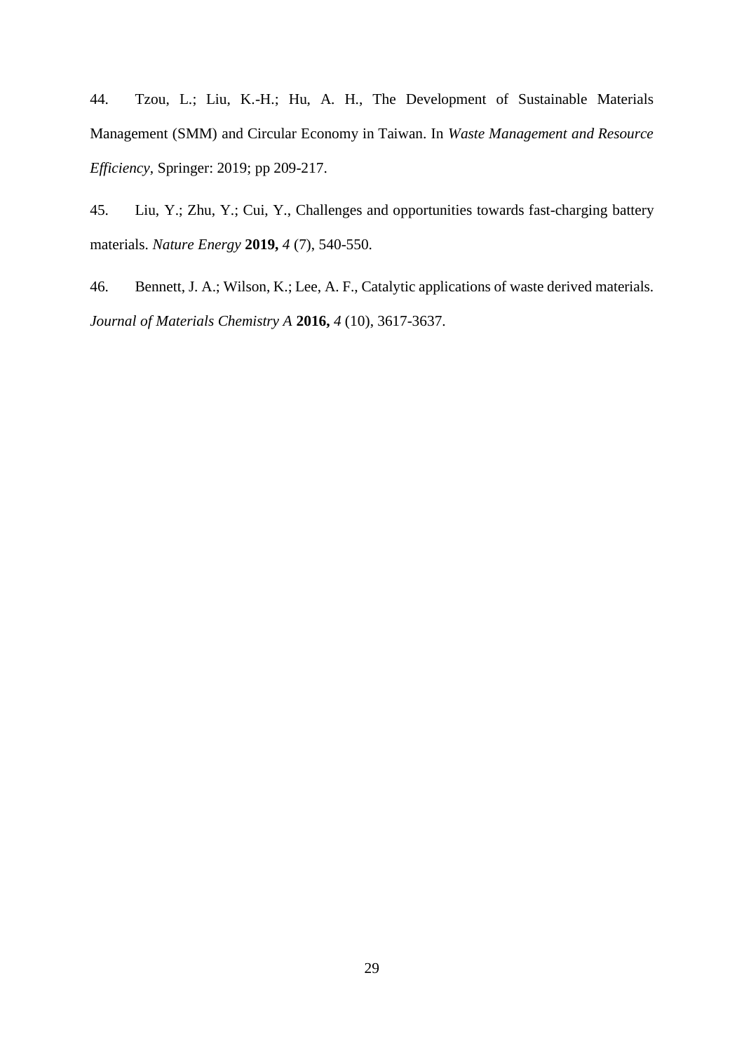44. Tzou, L.; Liu, K.-H.; Hu, A. H., The Development of Sustainable Materials Management (SMM) and Circular Economy in Taiwan. In *Waste Management and Resource Efficiency*, Springer: 2019; pp 209-217.

45. Liu, Y.; Zhu, Y.; Cui, Y., Challenges and opportunities towards fast-charging battery materials. *Nature Energy* **2019,** *4* (7), 540-550.

46. Bennett, J. A.; Wilson, K.; Lee, A. F., Catalytic applications of waste derived materials. *Journal of Materials Chemistry A* **2016,** *4* (10), 3617-3637.